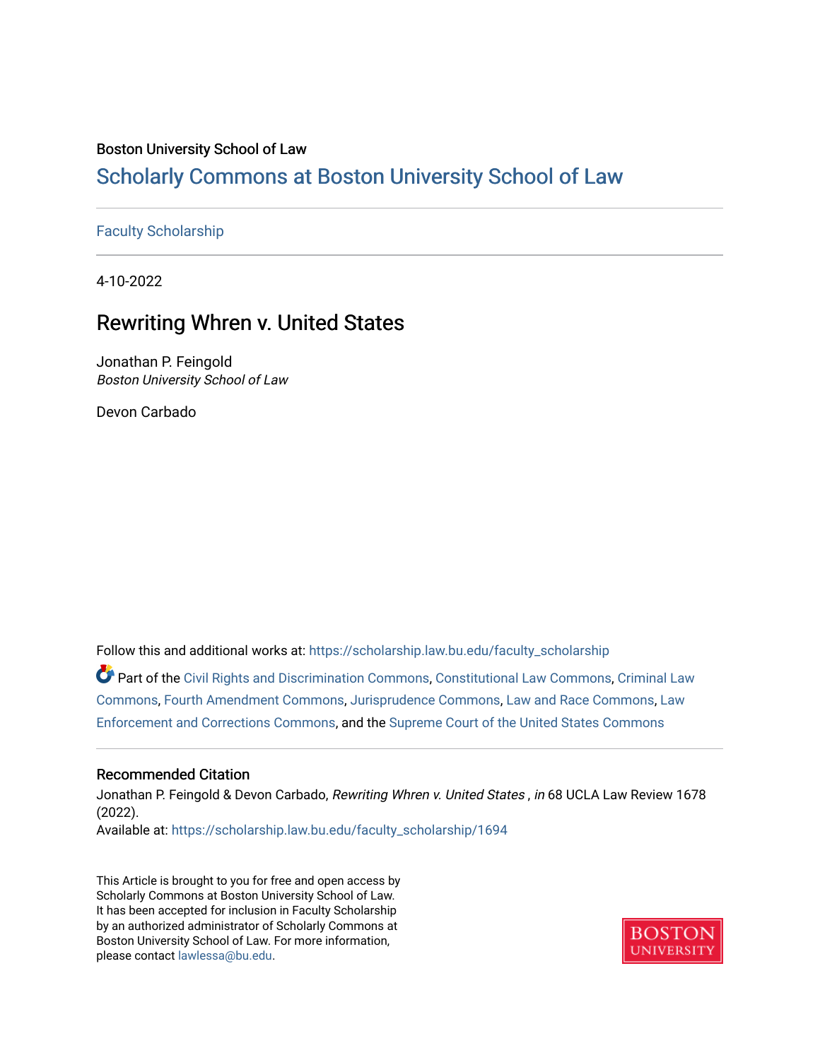Boston University School of Law

# Scholarly Commons at Boston University School of Law

Faculty Scholarship

4-10-2022

## Rewriting Whren v. United States

Jonathan P. Feingold
*Boston University School of Law*

Devon Carbado

Follow this and additional works at: https://scholarship.law.bu.edu/faculty_scholarship

Part of the Civil Rights and Discrimination Commons, Constitutional Law Commons, Criminal Law Commons, Fourth Amendment Commons, Jurisprudence Commons, Law and Race Commons, Law Enforcement and Corrections Commons, and the Supreme Court of the United States Commons

### Recommended Citation

Jonathan P. Feingold & Devon Carbado, *Rewriting Whren v. United States* , *in* 68 UCLA Law Review 1678 (2022).
Available at: https://scholarship.law.bu.edu/faculty_scholarship/1694

This Article is brought to you for free and open access by Scholarly Commons at Boston University School of Law. It has been accepted for inclusion in Faculty Scholarship by an authorized administrator of Scholarly Commons at Boston University School of Law. For more information, please contact lawlessa@bu.edu.

BOSTON UNIVERSITY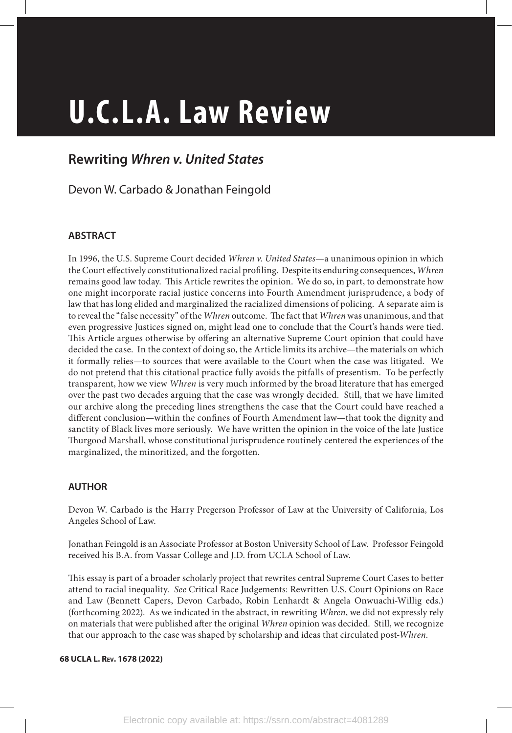# U.C.L.A. Law Review

## Rewriting *Whren v. United States*

Devon W. Carbado & Jonathan Feingold

### ABSTRACT

In 1996, the U.S. Supreme Court decided *Whren v. United States*—a unanimous opinion in which the Court effectively constitutionalized racial profiling. Despite its enduring consequences, *Whren* remains good law today. This Article rewrites the opinion. We do so, in part, to demonstrate how one might incorporate racial justice concerns into Fourth Amendment jurisprudence, a body of law that has long elided and marginalized the racialized dimensions of policing. A separate aim is to reveal the "false necessity" of the *Whren* outcome. The fact that *Whren* was unanimous, and that even progressive Justices signed on, might lead one to conclude that the Court's hands were tied. This Article argues otherwise by offering an alternative Supreme Court opinion that could have decided the case. In the context of doing so, the Article limits its archive—the materials on which it formally relies—to sources that were available to the Court when the case was litigated. We do not pretend that this citational practice fully avoids the pitfalls of presentism. To be perfectly transparent, how we view *Whren* is very much informed by the broad literature that has emerged over the past two decades arguing that the case was wrongly decided. Still, that we have limited our archive along the preceding lines strengthens the case that the Court could have reached a different conclusion—within the confines of Fourth Amendment law—that took the dignity and sanctity of Black lives more seriously. We have written the opinion in the voice of the late Justice Thurgood Marshall, whose constitutional jurisprudence routinely centered the experiences of the marginalized, the minoritized, and the forgotten.

### AUTHOR

Devon W. Carbado is the Harry Pregerson Professor of Law at the University of California, Los Angeles School of Law.

Jonathan Feingold is an Associate Professor at Boston University School of Law. Professor Feingold received his B.A. from Vassar College and J.D. from UCLA School of Law.

This essay is part of a broader scholarly project that rewrites central Supreme Court Cases to better attend to racial inequality. *See* Critical Race Judgements: Rewritten U.S. Court Opinions on Race and Law (Bennett Capers, Devon Carbado, Robin Lenhardt & Angela Onwuachi-Willig eds.) (forthcoming 2022). As we indicated in the abstract, in rewriting *Whren*, we did not expressly rely on materials that were published after the original *Whren* opinion was decided. Still, we recognize that our approach to the case was shaped by scholarship and ideas that circulated post-*Whren*.

**68 UCLA L. Rev. 1678 (2022)**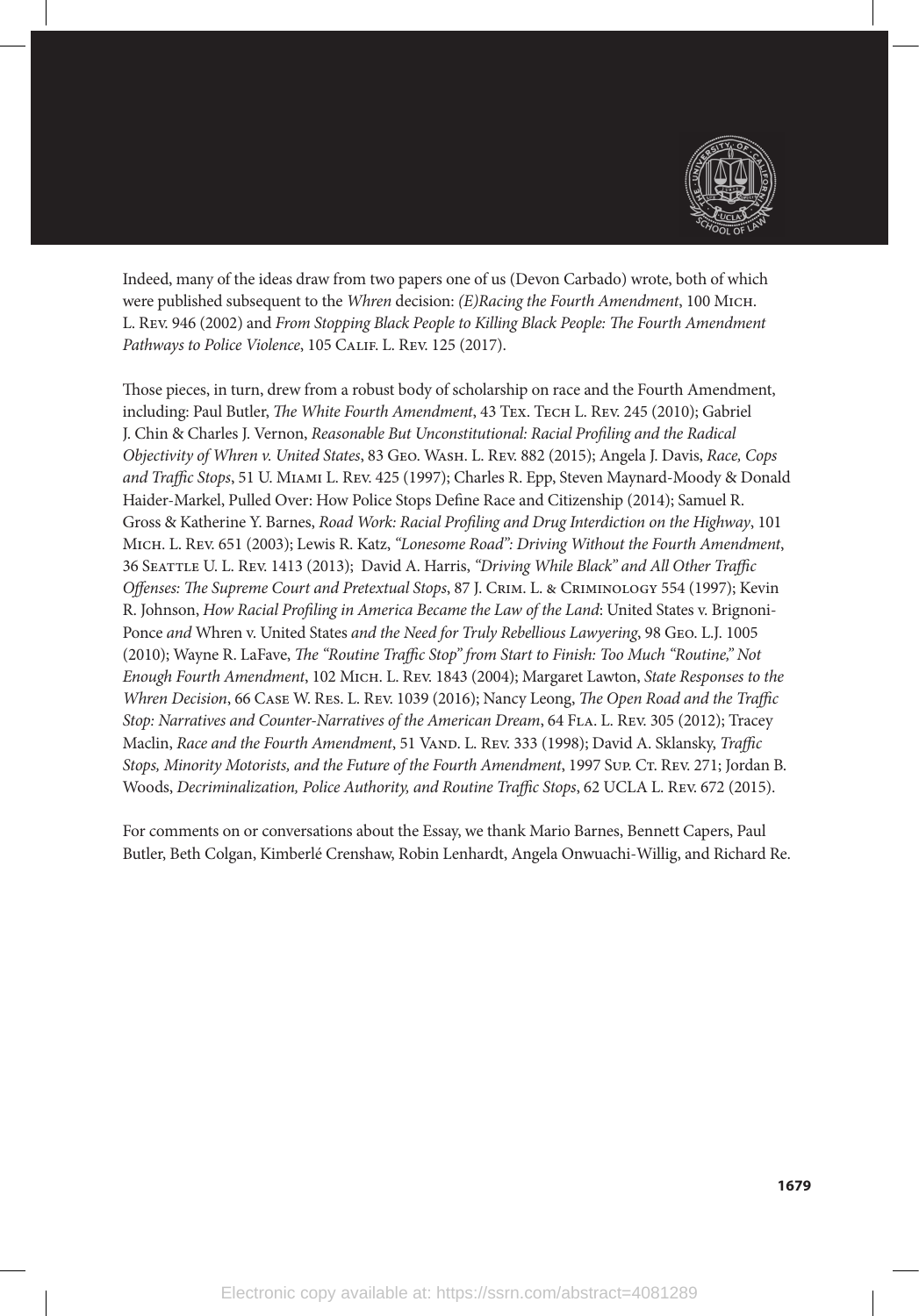Indeed, many of the ideas draw from two papers one of us (Devon Carbado) wrote, both of which were published subsequent to the *Whren* decision: *(E)Racing the Fourth Amendment*, 100 Mich. L. Rev. 946 (2002) and *From Stopping Black People to Killing Black People: The Fourth Amendment Pathways to Police Violence*, 105 Calif. L. Rev. 125 (2017).

Those pieces, in turn, drew from a robust body of scholarship on race and the Fourth Amendment, including: Paul Butler, *The White Fourth Amendment*, 43 Tex. Tech L. Rev. 245 (2010); Gabriel J. Chin & Charles J. Vernon, *Reasonable But Unconstitutional: Racial Profiling and the Radical Objectivity of Whren v. United States*, 83 Geo. Wash. L. Rev. 882 (2015); Angela J. Davis, *Race, Cops and Traffic Stops*, 51 U. Miami L. Rev. 425 (1997); Charles R. Epp, Steven Maynard-Moody & Donald Haider-Markel, Pulled Over: How Police Stops Define Race and Citizenship (2014); Samuel R. Gross & Katherine Y. Barnes, *Road Work: Racial Profiling and Drug Interdiction on the Highway*, 101 Mich. L. Rev. 651 (2003); Lewis R. Katz, *"Lonesome Road": Driving Without the Fourth Amendment*, 36 Seattle U. L. Rev. 1413 (2013); David A. Harris, *"Driving While Black" and All Other Traffic Offenses: The Supreme Court and Pretextual Stops*, 87 J. Crim. L. & Criminology 554 (1997); Kevin R. Johnson, *How Racial Profiling in America Became the Law of the Land*: United States v. Brignoni-Ponce *and* Whren v. United States *and the Need for Truly Rebellious Lawyering*, 98 Geo. L.J. 1005 (2010); Wayne R. LaFave, *The "Routine Traffic Stop" from Start to Finish: Too Much "Routine," Not Enough Fourth Amendment*, 102 Mich. L. Rev. 1843 (2004); Margaret Lawton, *State Responses to the Whren Decision*, 66 Case W. Res. L. Rev. 1039 (2016); Nancy Leong, *The Open Road and the Traffic Stop: Narratives and Counter-Narratives of the American Dream*, 64 Fla. L. Rev. 305 (2012); Tracey Maclin, *Race and the Fourth Amendment*, 51 Vand. L. Rev. 333 (1998); David A. Sklansky, *Traffic Stops, Minority Motorists, and the Future of the Fourth Amendment*, 1997 Sup. Ct. Rev. 271; Jordan B. Woods, *Decriminalization, Police Authority, and Routine Traffic Stops*, 62 UCLA L. Rev. 672 (2015).

For comments on or conversations about the Essay, we thank Mario Barnes, Bennett Capers, Paul Butler, Beth Colgan, Kimberlé Crenshaw, Robin Lenhardt, Angela Onwuachi-Willig, and Richard Re.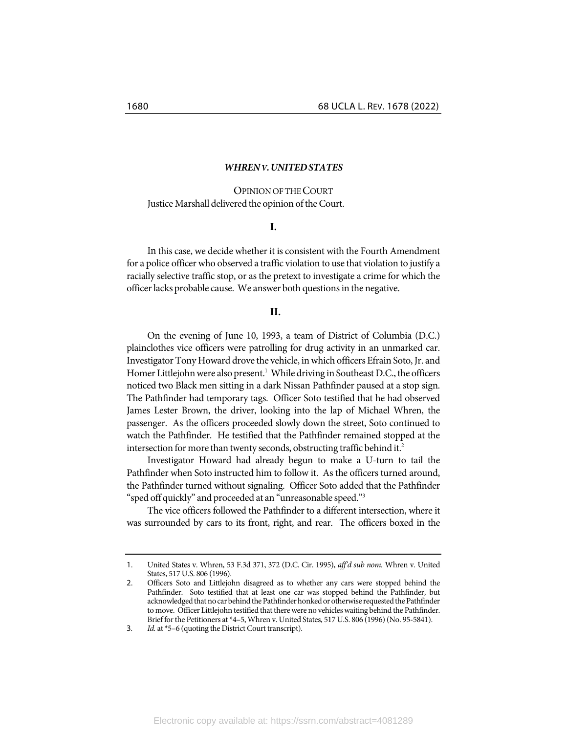## *WHREN V. UNITED STATES*

### OPINION OF THE COURT

Justice Marshall delivered the opinion of the Court.

### I.

In this case, we decide whether it is consistent with the Fourth Amendment for a police officer who observed a traffic violation to use that violation to justify a racially selective traffic stop, or as the pretext to investigate a crime for which the officer lacks probable cause. We answer both questions in the negative.

### II.

On the evening of June 10, 1993, a team of District of Columbia (D.C.) plainclothes vice officers were patrolling for drug activity in an unmarked car. Investigator Tony Howard drove the vehicle, in which officers Efrain Soto, Jr. and Homer Littlejohn were also present.[1] While driving in Southeast D.C., the officers noticed two Black men sitting in a dark Nissan Pathfinder paused at a stop sign. The Pathfinder had temporary tags. Officer Soto testified that he had observed James Lester Brown, the driver, looking into the lap of Michael Whren, the passenger. As the officers proceeded slowly down the street, Soto continued to watch the Pathfinder. He testified that the Pathfinder remained stopped at the intersection for more than twenty seconds, obstructing traffic behind it.[2]

Investigator Howard had already begun to make a U-turn to tail the Pathfinder when Soto instructed him to follow it. As the officers turned around, the Pathfinder turned without signaling. Officer Soto added that the Pathfinder "sped off quickly" and proceeded at an "unreasonable speed."[3]

The vice officers followed the Pathfinder to a different intersection, where it was surrounded by cars to its front, right, and rear. The officers boxed in the

---

1. United States v. Whren, 53 F.3d 371, 372 (D.C. Cir. 1995), *aff'd sub nom.* Whren v. United States, 517 U.S. 806 (1996).
2. Officers Soto and Littlejohn disagreed as to whether any cars were stopped behind the Pathfinder. Soto testified that at least one car was stopped behind the Pathfinder, but acknowledged that no car behind the Pathfinder honked or otherwise requested the Pathfinder to move. Officer Littlejohn testified that there were no vehicles waiting behind the Pathfinder. Brief for the Petitioners at *4–5, Whren v. United States, 517 U.S. 806 (1996) (No. 95-5841).
3. *Id.* at *5–6 (quoting the District Court transcript).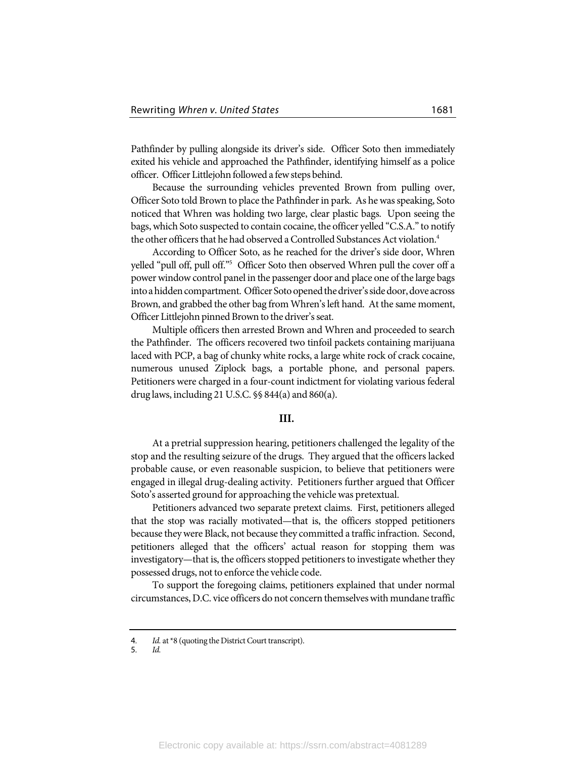Pathfinder by pulling alongside its driver's side. Officer Soto then immediately exited his vehicle and approached the Pathfinder, identifying himself as a police officer. Officer Littlejohn followed a few steps behind.

Because the surrounding vehicles prevented Brown from pulling over, Officer Soto told Brown to place the Pathfinder in park. As he was speaking, Soto noticed that Whren was holding two large, clear plastic bags. Upon seeing the bags, which Soto suspected to contain cocaine, the officer yelled "C.S.A." to notify the other officers that he had observed a Controlled Substances Act violation.[4]

According to Officer Soto, as he reached for the driver's side door, Whren yelled "pull off, pull off."[5] Officer Soto then observed Whren pull the cover off a power window control panel in the passenger door and place one of the large bags into a hidden compartment. Officer Soto opened the driver's side door, dove across Brown, and grabbed the other bag from Whren's left hand. At the same moment, Officer Littlejohn pinned Brown to the driver's seat.

Multiple officers then arrested Brown and Whren and proceeded to search the Pathfinder. The officers recovered two tinfoil packets containing marijuana laced with PCP, a bag of chunky white rocks, a large white rock of crack cocaine, numerous unused Ziplock bags, a portable phone, and personal papers. Petitioners were charged in a four-count indictment for violating various federal drug laws, including 21 U.S.C. §§ 844(a) and 860(a).

### III.

At a pretrial suppression hearing, petitioners challenged the legality of the stop and the resulting seizure of the drugs. They argued that the officers lacked probable cause, or even reasonable suspicion, to believe that petitioners were engaged in illegal drug-dealing activity. Petitioners further argued that Officer Soto's asserted ground for approaching the vehicle was pretextual.

Petitioners advanced two separate pretext claims. First, petitioners alleged that the stop was racially motivated—that is, the officers stopped petitioners because they were Black, not because they committed a traffic infraction. Second, petitioners alleged that the officers' actual reason for stopping them was investigatory—that is, the officers stopped petitioners to investigate whether they possessed drugs, not to enforce the vehicle code.

To support the foregoing claims, petitioners explained that under normal circumstances, D.C. vice officers do not concern themselves with mundane traffic

---

4. *Id.* at *8 (quoting the District Court transcript).
5. *Id.*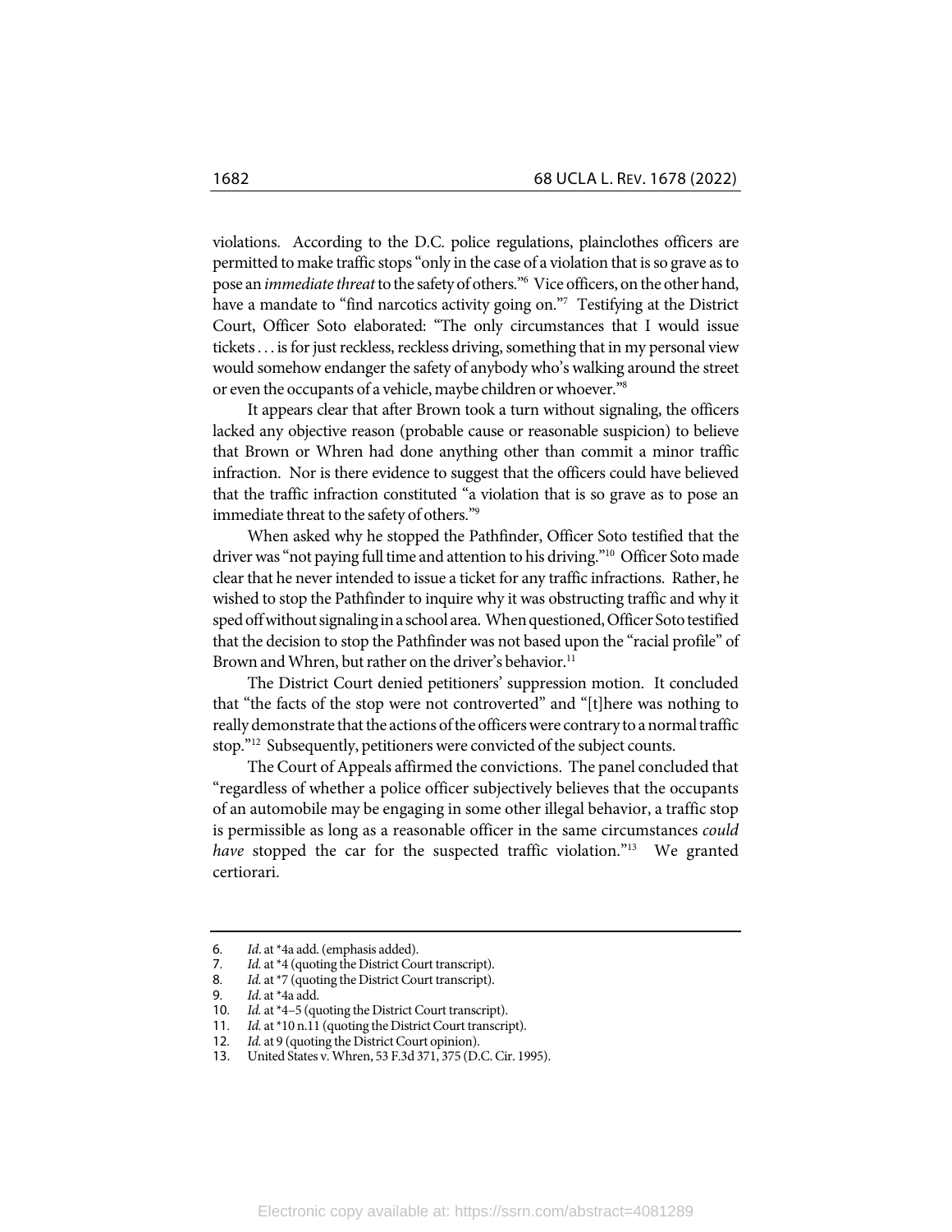violations. According to the D.C. police regulations, plainclothes officers are permitted to make traffic stops "only in the case of a violation that is so grave as to pose an *immediate threat* to the safety of others."[6] Vice officers, on the other hand, have a mandate to "find narcotics activity going on."[7] Testifying at the District Court, Officer Soto elaborated: "The only circumstances that I would issue tickets . . . is for just reckless, reckless driving, something that in my personal view would somehow endanger the safety of anybody who's walking around the street or even the occupants of a vehicle, maybe children or whoever."[8]

It appears clear that after Brown took a turn without signaling, the officers lacked any objective reason (probable cause or reasonable suspicion) to believe that Brown or Whren had done anything other than commit a minor traffic infraction. Nor is there evidence to suggest that the officers could have believed that the traffic infraction constituted "a violation that is so grave as to pose an immediate threat to the safety of others."[9]

When asked why he stopped the Pathfinder, Officer Soto testified that the driver was "not paying full time and attention to his driving."[10] Officer Soto made clear that he never intended to issue a ticket for any traffic infractions. Rather, he wished to stop the Pathfinder to inquire why it was obstructing traffic and why it sped off without signaling in a school area. When questioned, Officer Soto testified that the decision to stop the Pathfinder was not based upon the "racial profile" of Brown and Whren, but rather on the driver's behavior.[11]

The District Court denied petitioners' suppression motion. It concluded that "the facts of the stop were not controverted" and "[t]here was nothing to really demonstrate that the actions of the officers were contrary to a normal traffic stop."[12] Subsequently, petitioners were convicted of the subject counts.

The Court of Appeals affirmed the convictions. The panel concluded that "regardless of whether a police officer subjectively believes that the occupants of an automobile may be engaging in some other illegal behavior, a traffic stop is permissible as long as a reasonable officer in the same circumstances *could have* stopped the car for the suspected traffic violation."[13] We granted certiorari.

---

6. *Id.* at *4a add. (emphasis added).
7. *Id.* at *4 (quoting the District Court transcript).
8. *Id.* at *7 (quoting the District Court transcript).
9. *Id.* at *4a add.
10. *Id.* at *4–5 (quoting the District Court transcript).
11. *Id.* at *10 n.11 (quoting the District Court transcript).
12. *Id.* at 9 (quoting the District Court opinion).
13. United States v. Whren, 53 F.3d 371, 375 (D.C. Cir. 1995).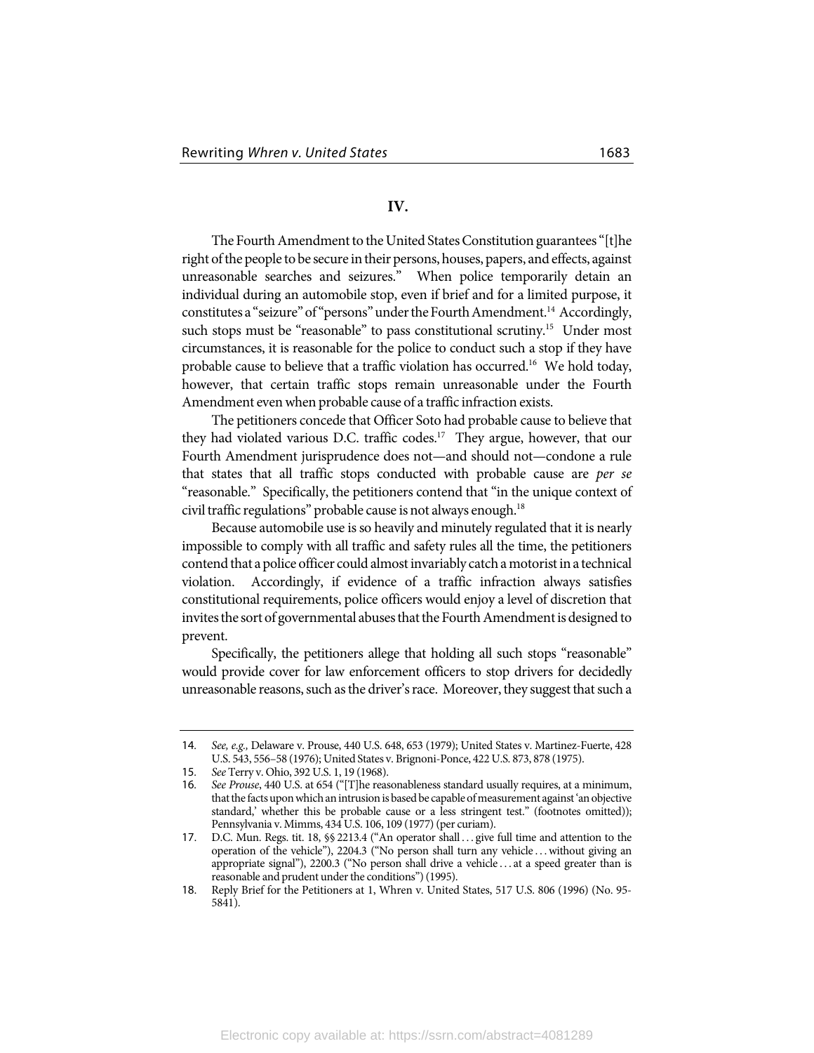## IV.

The Fourth Amendment to the United States Constitution guarantees "[t]he right of the people to be secure in their persons, houses, papers, and effects, against unreasonable searches and seizures." When police temporarily detain an individual during an automobile stop, even if brief and for a limited purpose, it constitutes a "seizure" of "persons" under the Fourth Amendment.[14] Accordingly, such stops must be "reasonable" to pass constitutional scrutiny.[15] Under most circumstances, it is reasonable for the police to conduct such a stop if they have probable cause to believe that a traffic violation has occurred.[16] We hold today, however, that certain traffic stops remain unreasonable under the Fourth Amendment even when probable cause of a traffic infraction exists.

The petitioners concede that Officer Soto had probable cause to believe that they had violated various D.C. traffic codes.[17] They argue, however, that our Fourth Amendment jurisprudence does not—and should not—condone a rule that states that all traffic stops conducted with probable cause are *per se* "reasonable." Specifically, the petitioners contend that "in the unique context of civil traffic regulations" probable cause is not always enough.[18]

Because automobile use is so heavily and minutely regulated that it is nearly impossible to comply with all traffic and safety rules all the time, the petitioners contend that a police officer could almost invariably catch a motorist in a technical violation. Accordingly, if evidence of a traffic infraction always satisfies constitutional requirements, police officers would enjoy a level of discretion that invites the sort of governmental abuses that the Fourth Amendment is designed to prevent.

Specifically, the petitioners allege that holding all such stops "reasonable" would provide cover for law enforcement officers to stop drivers for decidedly unreasonable reasons, such as the driver's race. Moreover, they suggest that such a

---

14. *See, e.g.,* Delaware v. Prouse, 440 U.S. 648, 653 (1979); United States v. Martinez-Fuerte, 428 U.S. 543, 556–58 (1976); United States v. Brignoni-Ponce, 422 U.S. 873, 878 (1975).
15. *See* Terry v. Ohio, 392 U.S. 1, 19 (1968).
16. *See Prouse*, 440 U.S. at 654 ("[T]he reasonableness standard usually requires, at a minimum, that the facts upon which an intrusion is based be capable of measurement against 'an objective standard,' whether this be probable cause or a less stringent test." (footnotes omitted)); Pennsylvania v. Mimms, 434 U.S. 106, 109 (1977) (per curiam).
17. D.C. Mun. Regs. tit. 18, §§ 2213.4 ("An operator shall . . . give full time and attention to the operation of the vehicle"), 2204.3 ("No person shall turn any vehicle . . . without giving an appropriate signal"), 2200.3 ("No person shall drive a vehicle . . . at a speed greater than is reasonable and prudent under the conditions") (1995).
18. Reply Brief for the Petitioners at 1, Whren v. United States, 517 U.S. 806 (1996) (No. 95-5841).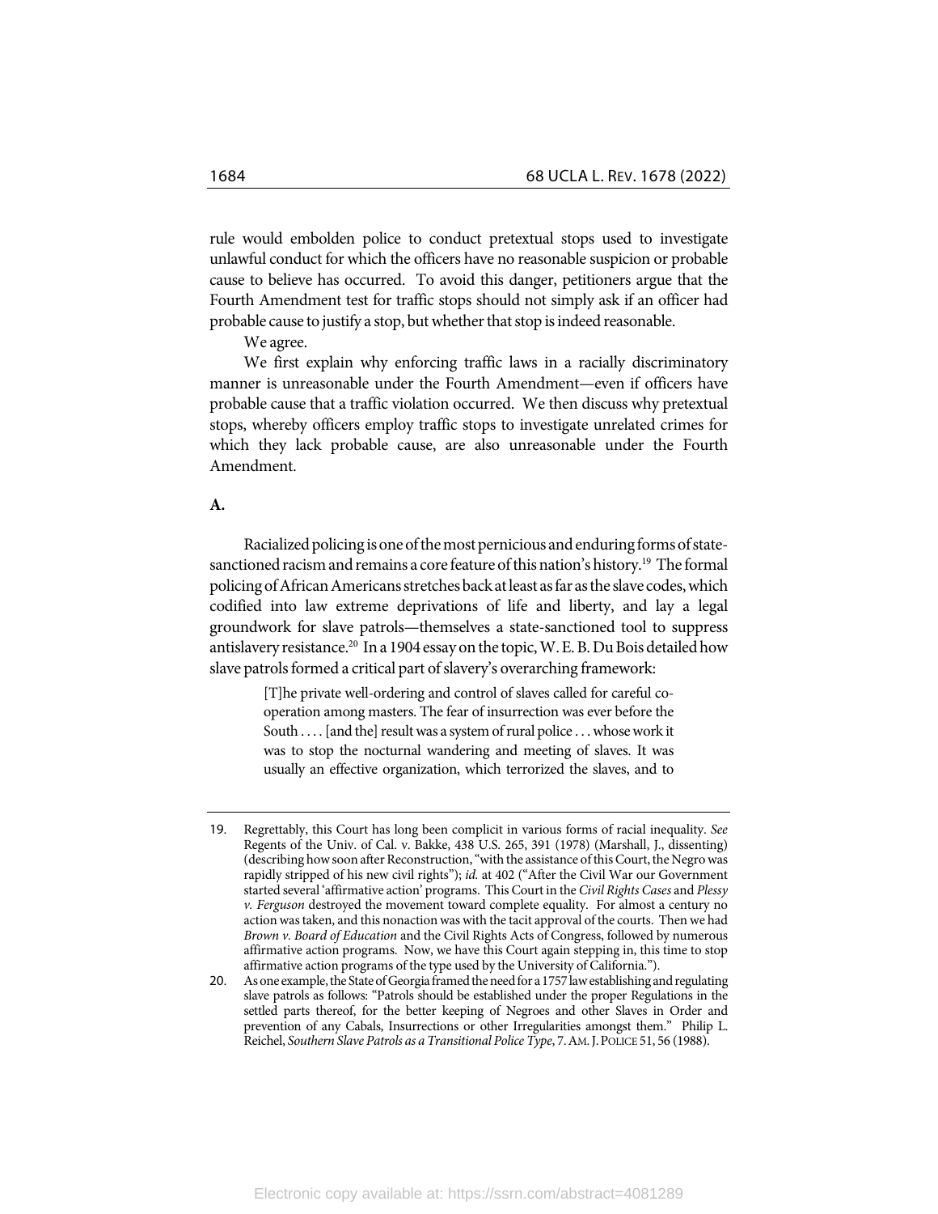rule would embolden police to conduct pretextual stops used to investigate unlawful conduct for which the officers have no reasonable suspicion or probable cause to believe has occurred. To avoid this danger, petitioners argue that the Fourth Amendment test for traffic stops should not simply ask if an officer had probable cause to justify a stop, but whether that stop is indeed reasonable.

We agree.

We first explain why enforcing traffic laws in a racially discriminatory manner is unreasonable under the Fourth Amendment—even if officers have probable cause that a traffic violation occurred. We then discuss why pretextual stops, whereby officers employ traffic stops to investigate unrelated crimes for which they lack probable cause, are also unreasonable under the Fourth Amendment.

**A.**

Racialized policing is one of the most pernicious and enduring forms of state-sanctioned racism and remains a core feature of this nation's history.[19] The formal policing of African Americans stretches back at least as far as the slave codes, which codified into law extreme deprivations of life and liberty, and lay a legal groundwork for slave patrols—themselves a state-sanctioned tool to suppress antislavery resistance.[20] In a 1904 essay on the topic, W. E. B. Du Bois detailed how slave patrols formed a critical part of slavery's overarching framework:

> [T]he private well-ordering and control of slaves called for careful co-operation among masters. The fear of insurrection was ever before the South . . . . [and the] result was a system of rural police . . . whose work it was to stop the nocturnal wandering and meeting of slaves. It was usually an effective organization, which terrorized the slaves, and to

---

19. Regrettably, this Court has long been complicit in various forms of racial inequality. *See* Regents of the Univ. of Cal. v. Bakke, 438 U.S. 265, 391 (1978) (Marshall, J., dissenting) (describing how soon after Reconstruction, "with the assistance of this Court, the Negro was rapidly stripped of his new civil rights"); *id.* at 402 ("After the Civil War our Government started several 'affirmative action' programs. This Court in the *Civil Rights Cases* and *Plessy v. Ferguson* destroyed the movement toward complete equality. For almost a century no action was taken, and this nonaction was with the tacit approval of the courts. Then we had *Brown v. Board of Education* and the Civil Rights Acts of Congress, followed by numerous affirmative action programs. Now, we have this Court again stepping in, this time to stop affirmative action programs of the type used by the University of California.").

20. As one example, the State of Georgia framed the need for a 1757 law establishing and regulating slave patrols as follows: "Patrols should be established under the proper Regulations in the settled parts thereof, for the better keeping of Negroes and other Slaves in Order and prevention of any Cabals, Insurrections or other Irregularities amongst them." Philip L. Reichel, *Southern Slave Patrols as a Transitional Police Type*, 7. AM. J. POLICE 51, 56 (1988).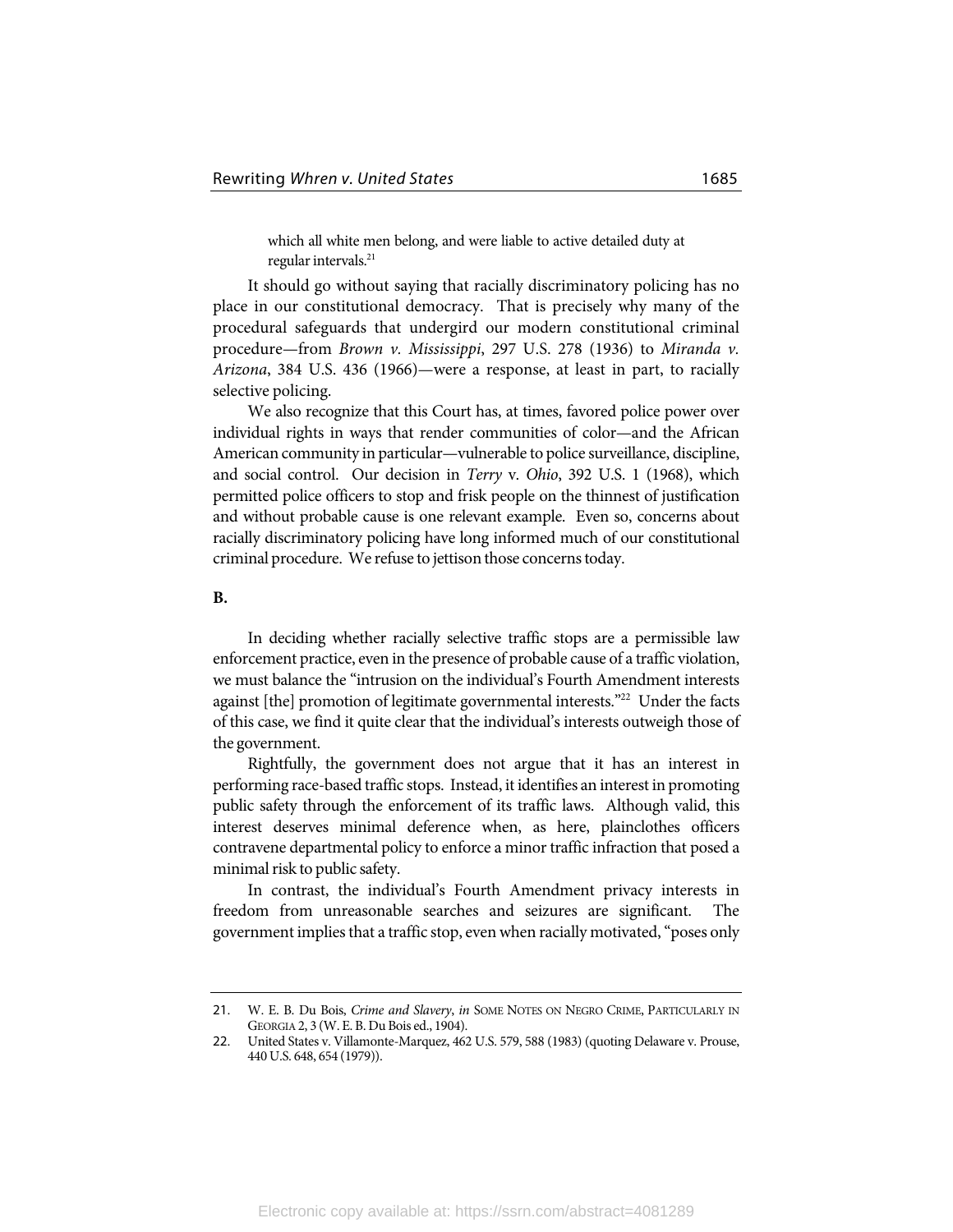> which all white men belong, and were liable to active detailed duty at regular intervals.[21]

It should go without saying that racially discriminatory policing has no place in our constitutional democracy. That is precisely why many of the procedural safeguards that undergird our modern constitutional criminal procedure—from *Brown v. Mississippi*, 297 U.S. 278 (1936) to *Miranda v. Arizona*, 384 U.S. 436 (1966)—were a response, at least in part, to racially selective policing.

We also recognize that this Court has, at times, favored police power over individual rights in ways that render communities of color—and the African American community in particular—vulnerable to police surveillance, discipline, and social control. Our decision in *Terry* v. *Ohio*, 392 U.S. 1 (1968), which permitted police officers to stop and frisk people on the thinnest of justification and without probable cause is one relevant example. Even so, concerns about racially discriminatory policing have long informed much of our constitutional criminal procedure. We refuse to jettison those concerns today.

**B.**

In deciding whether racially selective traffic stops are a permissible law enforcement practice, even in the presence of probable cause of a traffic violation, we must balance the "intrusion on the individual's Fourth Amendment interests against [the] promotion of legitimate governmental interests."[22] Under the facts of this case, we find it quite clear that the individual's interests outweigh those of the government.

Rightfully, the government does not argue that it has an interest in performing race-based traffic stops. Instead, it identifies an interest in promoting public safety through the enforcement of its traffic laws. Although valid, this interest deserves minimal deference when, as here, plainclothes officers contravene departmental policy to enforce a minor traffic infraction that posed a minimal risk to public safety.

In contrast, the individual's Fourth Amendment privacy interests in freedom from unreasonable searches and seizures are significant. The government implies that a traffic stop, even when racially motivated, "poses only

---

21. W. E. B. Du Bois, *Crime and Slavery*, *in* SOME NOTES ON NEGRO CRIME, PARTICULARLY IN GEORGIA 2, 3 (W. E. B. Du Bois ed., 1904).
22. United States v. Villamonte-Marquez, 462 U.S. 579, 588 (1983) (quoting Delaware v. Prouse, 440 U.S. 648, 654 (1979)).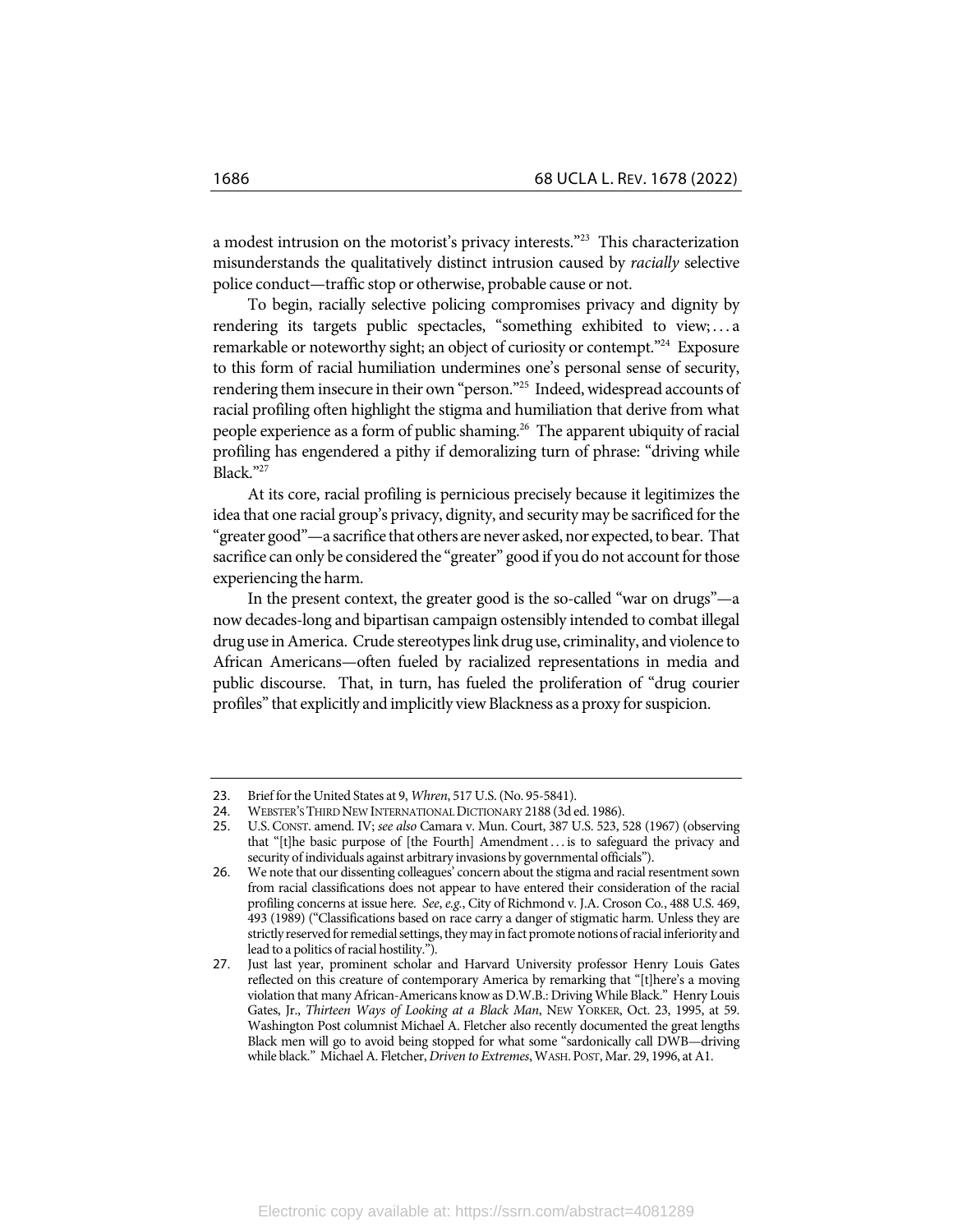a modest intrusion on the motorist's privacy interests."[23] This characterization misunderstands the qualitatively distinct intrusion caused by *racially* selective police conduct—traffic stop or otherwise, probable cause or not.

To begin, racially selective policing compromises privacy and dignity by rendering its targets public spectacles, "something exhibited to view; . . . a remarkable or noteworthy sight; an object of curiosity or contempt."[24] Exposure to this form of racial humiliation undermines one's personal sense of security, rendering them insecure in their own "person."[25] Indeed, widespread accounts of racial profiling often highlight the stigma and humiliation that derive from what people experience as a form of public shaming.[26] The apparent ubiquity of racial profiling has engendered a pithy if demoralizing turn of phrase: "driving while Black."[27]

At its core, racial profiling is pernicious precisely because it legitimizes the idea that one racial group's privacy, dignity, and security may be sacrificed for the "greater good"—a sacrifice that others are never asked, nor expected, to bear. That sacrifice can only be considered the "greater" good if you do not account for those experiencing the harm.

In the present context, the greater good is the so-called "war on drugs"—a now decades-long and bipartisan campaign ostensibly intended to combat illegal drug use in America. Crude stereotypes link drug use, criminality, and violence to African Americans—often fueled by racialized representations in media and public discourse. That, in turn, has fueled the proliferation of "drug courier profiles" that explicitly and implicitly view Blackness as a proxy for suspicion.

---

23. Brief for the United States at 9, *Whren*, 517 U.S. (No. 95-5841).
24. WEBSTER'S THIRD NEW INTERNATIONAL DICTIONARY 2188 (3d ed. 1986).
25. U.S. CONST. amend. IV; *see also* Camara v. Mun. Court, 387 U.S. 523, 528 (1967) (observing that "[t]he basic purpose of [the Fourth] Amendment . . . is to safeguard the privacy and security of individuals against arbitrary invasions by governmental officials").
26. We note that our dissenting colleagues' concern about the stigma and racial resentment sown from racial classifications does not appear to have entered their consideration of the racial profiling concerns at issue here. *See, e.g.*, City of Richmond v. J.A. Croson Co., 488 U.S. 469, 493 (1989) ("Classifications based on race carry a danger of stigmatic harm. Unless they are strictly reserved for remedial settings, they may in fact promote notions of racial inferiority and lead to a politics of racial hostility.").
27. Just last year, prominent scholar and Harvard University professor Henry Louis Gates reflected on this creature of contemporary America by remarking that "[t]here's a moving violation that many African-Americans know as D.W.B.: Driving While Black." Henry Louis Gates, Jr., *Thirteen Ways of Looking at a Black Man*, NEW YORKER, Oct. 23, 1995, at 59. Washington Post columnist Michael A. Fletcher also recently documented the great lengths Black men will go to avoid being stopped for what some "sardonically call DWB—driving while black." Michael A. Fletcher, *Driven to Extremes*, WASH. POST, Mar. 29, 1996, at A1.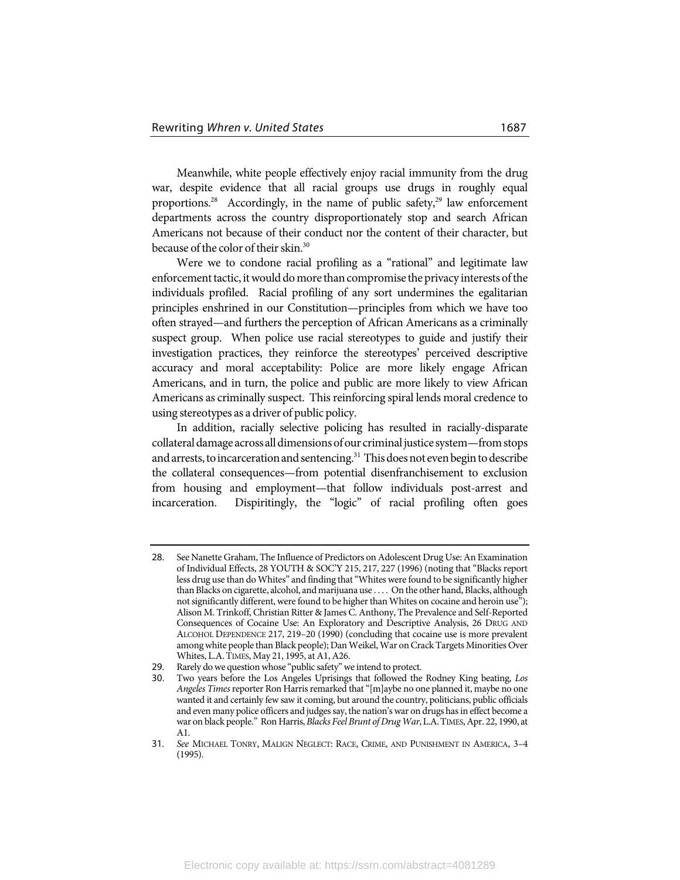Meanwhile, white people effectively enjoy racial immunity from the drug war, despite evidence that all racial groups use drugs in roughly equal proportions.[28] Accordingly, in the name of public safety,[29] law enforcement departments across the country disproportionately stop and search African Americans not because of their conduct nor the content of their character, but because of the color of their skin.[30]

Were we to condone racial profiling as a "rational" and legitimate law enforcement tactic, it would do more than compromise the privacy interests of the individuals profiled. Racial profiling of any sort undermines the egalitarian principles enshrined in our Constitution—principles from which we have too often strayed—and furthers the perception of African Americans as a criminally suspect group. When police use racial stereotypes to guide and justify their investigation practices, they reinforce the stereotypes' perceived descriptive accuracy and moral acceptability: Police are more likely engage African Americans, and in turn, the police and public are more likely to view African Americans as criminally suspect. This reinforcing spiral lends moral credence to using stereotypes as a driver of public policy.

In addition, racially selective policing has resulted in racially-disparate collateral damage across all dimensions of our criminal justice system—from stops and arrests, to incarceration and sentencing.[31] This does not even begin to describe the collateral consequences—from potential disenfranchisement to exclusion from housing and employment—that follow individuals post-arrest and incarceration. Dispiritingly, the "logic" of racial profiling often goes

---

28. See Nanette Graham, The Influence of Predictors on Adolescent Drug Use: An Examination of Individual Effects, 28 YOUTH & SOC'Y 215, 217, 227 (1996) (noting that "Blacks report less drug use than do Whites" and finding that "Whites were found to be significantly higher than Blacks on cigarette, alcohol, and marijuana use . . . . On the other hand, Blacks, although not significantly different, were found to be higher than Whites on cocaine and heroin use"); Alison M. Trinkoff, Christian Ritter & James C. Anthony, The Prevalence and Self-Reported Consequences of Cocaine Use: An Exploratory and Descriptive Analysis, 26 DRUG AND ALCOHOL DEPENDENCE 217, 219–20 (1990) (concluding that cocaine use is more prevalent among white people than Black people); Dan Weikel, War on Crack Targets Minorities Over Whites, L.A. TIMES, May 21, 1995, at A1, A26.

29. Rarely do we question whose "public safety" we intend to protect.

30. Two years before the Los Angeles Uprisings that followed the Rodney King beating, *Los Angeles Times* reporter Ron Harris remarked that "[m]aybe no one planned it, maybe no one wanted it and certainly few saw it coming, but around the country, politicians, public officials and even many police officers and judges say, the nation's war on drugs has in effect become a war on black people." Ron Harris, *Blacks Feel Brunt of Drug War*, L.A. TIMES, Apr. 22, 1990, at A1.

31. *See* MICHAEL TONRY, MALIGN NEGLECT: RACE, CRIME, AND PUNISHMENT IN AMERICA, 3–4 (1995).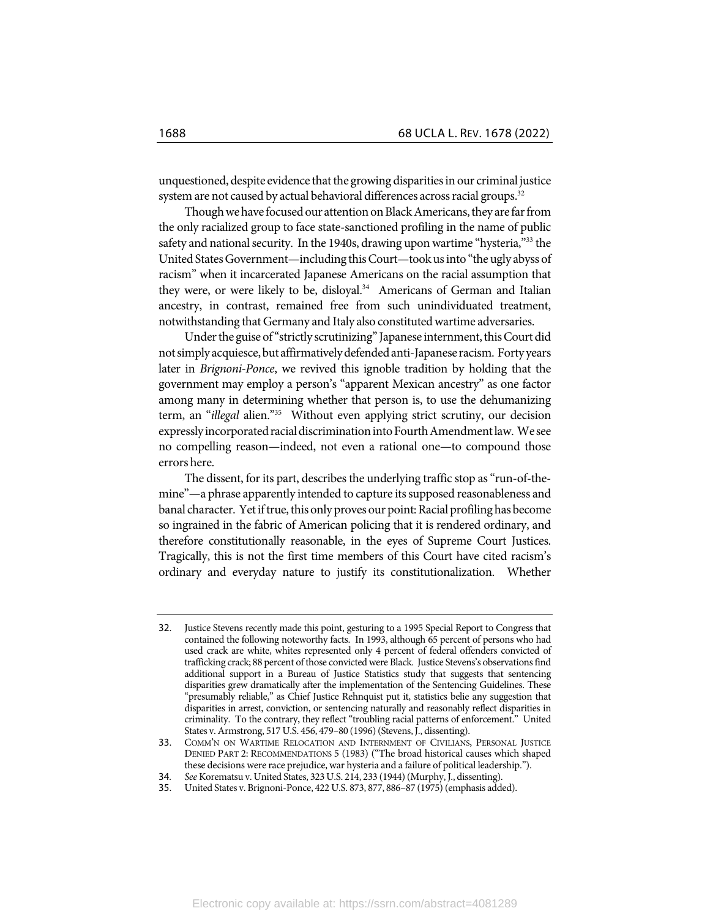unquestioned, despite evidence that the growing disparities in our criminal justice system are not caused by actual behavioral differences across racial groups.[32]

Though we have focused our attention on Black Americans, they are far from the only racialized group to face state-sanctioned profiling in the name of public safety and national security. In the 1940s, drawing upon wartime "hysteria,"[33] the United States Government—including this Court—took us into "the ugly abyss of racism" when it incarcerated Japanese Americans on the racial assumption that they were, or were likely to be, disloyal.[34] Americans of German and Italian ancestry, in contrast, remained free from such unindividuated treatment, notwithstanding that Germany and Italy also constituted wartime adversaries.

Under the guise of "strictly scrutinizing" Japanese internment, this Court did not simply acquiesce, but affirmatively defended anti-Japanese racism. Forty years later in *Brignoni-Ponce*, we revived this ignoble tradition by holding that the government may employ a person's "apparent Mexican ancestry" as one factor among many in determining whether that person is, to use the dehumanizing term, an "*illegal* alien."[35] Without even applying strict scrutiny, our decision expressly incorporated racial discrimination into Fourth Amendment law. We see no compelling reason—indeed, not even a rational one—to compound those errors here.

The dissent, for its part, describes the underlying traffic stop as "run-of-the-mine"—a phrase apparently intended to capture its supposed reasonableness and banal character. Yet if true, this only proves our point: Racial profiling has become so ingrained in the fabric of American policing that it is rendered ordinary, and therefore constitutionally reasonable, in the eyes of Supreme Court Justices. Tragically, this is not the first time members of this Court have cited racism's ordinary and everyday nature to justify its constitutionalization. Whether

---

32. Justice Stevens recently made this point, gesturing to a 1995 Special Report to Congress that contained the following noteworthy facts. In 1993, although 65 percent of persons who had used crack are white, whites represented only 4 percent of federal offenders convicted of trafficking crack; 88 percent of those convicted were Black. Justice Stevens's observations find additional support in a Bureau of Justice Statistics study that suggests that sentencing disparities grew dramatically after the implementation of the Sentencing Guidelines. These "presumably reliable," as Chief Justice Rehnquist put it, statistics belie any suggestion that disparities in arrest, conviction, or sentencing naturally and reasonably reflect disparities in criminality. To the contrary, they reflect "troubling racial patterns of enforcement." United States v. Armstrong, 517 U.S. 456, 479–80 (1996) (Stevens, J., dissenting).

33. COMM'N ON WARTIME RELOCATION AND INTERNMENT OF CIVILIANS, PERSONAL JUSTICE DENIED PART 2: RECOMMENDATIONS 5 (1983) ("The broad historical causes which shaped these decisions were race prejudice, war hysteria and a failure of political leadership.").

34. *See* Korematsu v. United States, 323 U.S. 214, 233 (1944) (Murphy, J., dissenting).

35. United States v. Brignoni-Ponce, 422 U.S. 873, 877, 886–87 (1975) (emphasis added).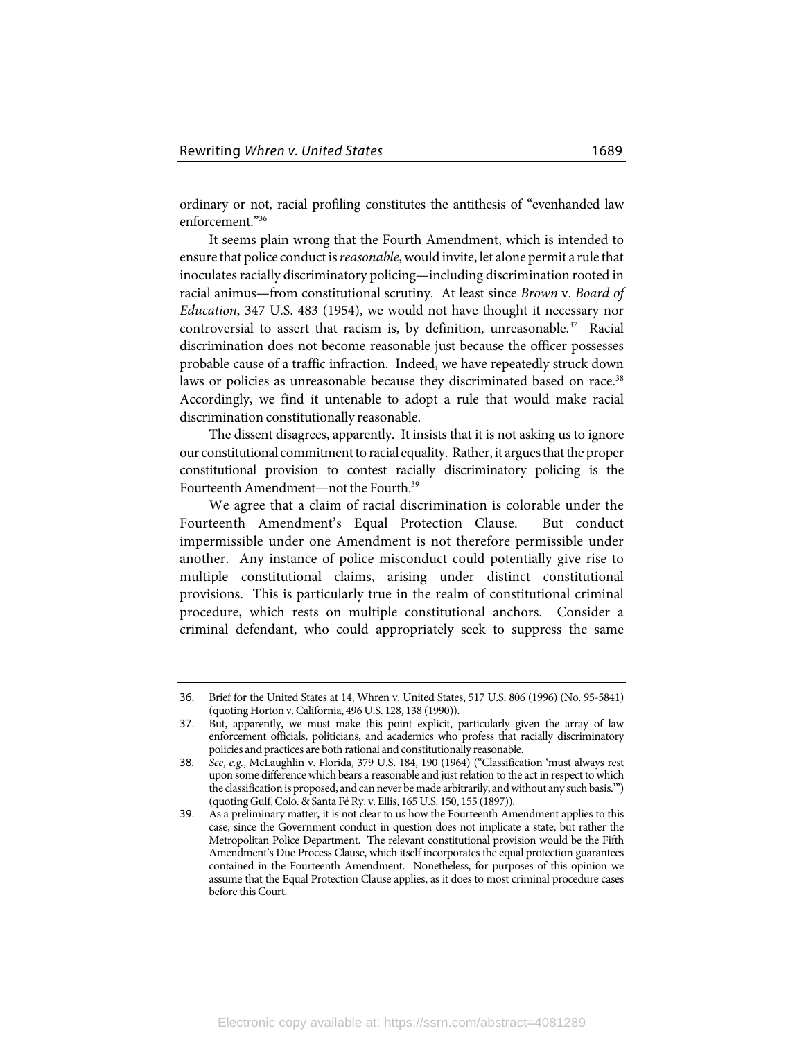ordinary or not, racial profiling constitutes the antithesis of "evenhanded law enforcement."[36]

It seems plain wrong that the Fourth Amendment, which is intended to ensure that police conduct is *reasonable*, would invite, let alone permit a rule that inoculates racially discriminatory policing—including discrimination rooted in racial animus—from constitutional scrutiny. At least since *Brown* v. *Board of Education*, 347 U.S. 483 (1954), we would not have thought it necessary nor controversial to assert that racism is, by definition, unreasonable.[37] Racial discrimination does not become reasonable just because the officer possesses probable cause of a traffic infraction. Indeed, we have repeatedly struck down laws or policies as unreasonable because they discriminated based on race.[38] Accordingly, we find it untenable to adopt a rule that would make racial discrimination constitutionally reasonable.

The dissent disagrees, apparently. It insists that it is not asking us to ignore our constitutional commitment to racial equality. Rather, it argues that the proper constitutional provision to contest racially discriminatory policing is the Fourteenth Amendment—not the Fourth.[39]

We agree that a claim of racial discrimination is colorable under the Fourteenth Amendment's Equal Protection Clause. But conduct impermissible under one Amendment is not therefore permissible under another. Any instance of police misconduct could potentially give rise to multiple constitutional claims, arising under distinct constitutional provisions. This is particularly true in the realm of constitutional criminal procedure, which rests on multiple constitutional anchors. Consider a criminal defendant, who could appropriately seek to suppress the same

---

36. Brief for the United States at 14, Whren v. United States, 517 U.S. 806 (1996) (No. 95-5841) (quoting Horton v. California, 496 U.S. 128, 138 (1990)).

37. But, apparently, we must make this point explicit, particularly given the array of law enforcement officials, politicians, and academics who profess that racially discriminatory policies and practices are both rational and constitutionally reasonable.

38. *See*, *e.g.*, McLaughlin v. Florida, 379 U.S. 184, 190 (1964) ("Classification 'must always rest upon some difference which bears a reasonable and just relation to the act in respect to which the classification is proposed, and can never be made arbitrarily, and without any such basis.'") (quoting Gulf, Colo. & Santa Fé Ry. v. Ellis, 165 U.S. 150, 155 (1897)).

39. As a preliminary matter, it is not clear to us how the Fourteenth Amendment applies to this case, since the Government conduct in question does not implicate a state, but rather the Metropolitan Police Department. The relevant constitutional provision would be the Fifth Amendment's Due Process Clause, which itself incorporates the equal protection guarantees contained in the Fourteenth Amendment. Nonetheless, for purposes of this opinion we assume that the Equal Protection Clause applies, as it does to most criminal procedure cases before this Court.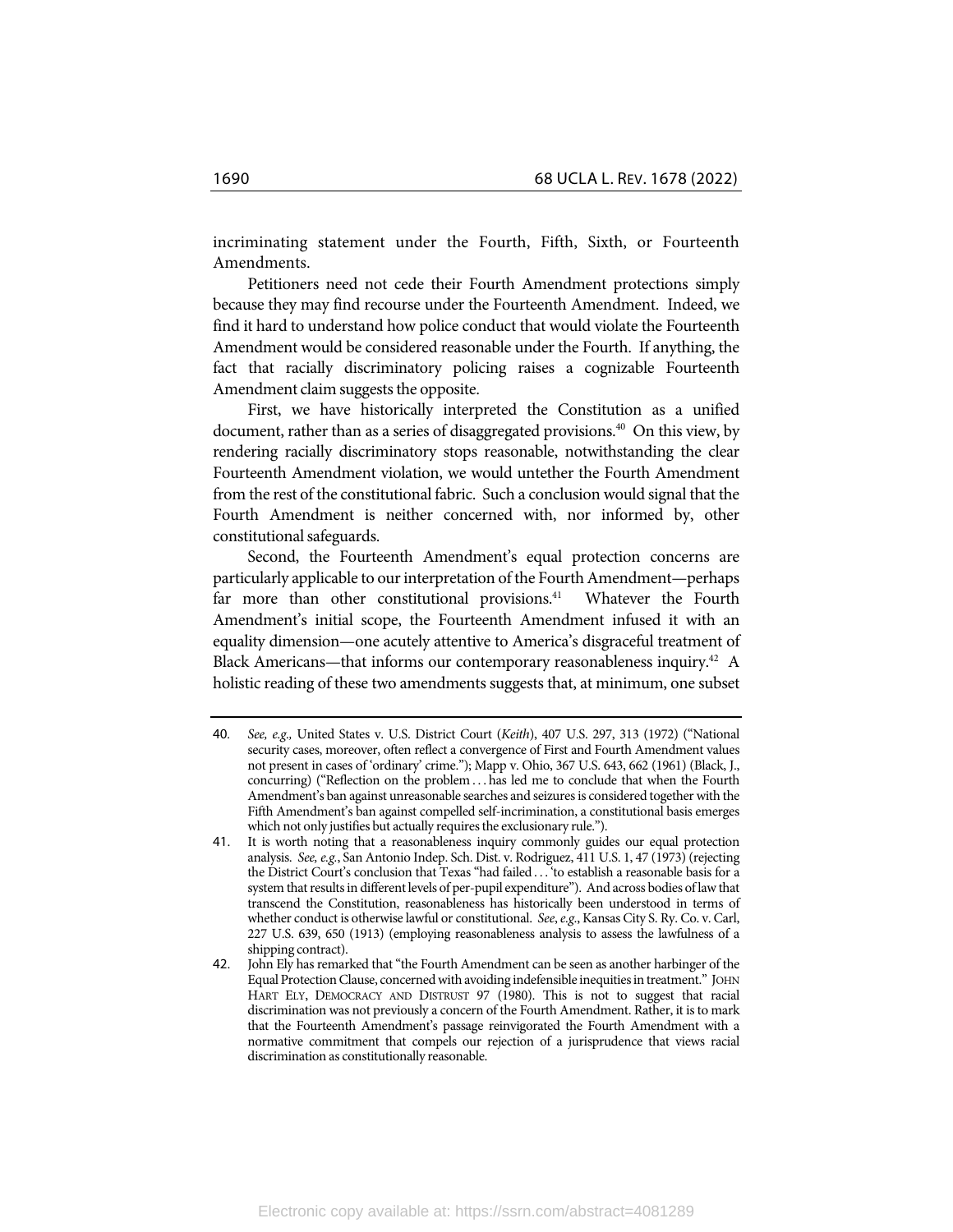incriminating statement under the Fourth, Fifth, Sixth, or Fourteenth Amendments.

Petitioners need not cede their Fourth Amendment protections simply because they may find recourse under the Fourteenth Amendment. Indeed, we find it hard to understand how police conduct that would violate the Fourteenth Amendment would be considered reasonable under the Fourth. If anything, the fact that racially discriminatory policing raises a cognizable Fourteenth Amendment claim suggests the opposite.

First, we have historically interpreted the Constitution as a unified document, rather than as a series of disaggregated provisions.[40] On this view, by rendering racially discriminatory stops reasonable, notwithstanding the clear Fourteenth Amendment violation, we would untether the Fourth Amendment from the rest of the constitutional fabric. Such a conclusion would signal that the Fourth Amendment is neither concerned with, nor informed by, other constitutional safeguards.

Second, the Fourteenth Amendment's equal protection concerns are particularly applicable to our interpretation of the Fourth Amendment—perhaps far more than other constitutional provisions.[41] Whatever the Fourth Amendment's initial scope, the Fourteenth Amendment infused it with an equality dimension—one acutely attentive to America's disgraceful treatment of Black Americans—that informs our contemporary reasonableness inquiry.[42] A holistic reading of these two amendments suggests that, at minimum, one subset

---

40. *See, e.g.,* United States v. U.S. District Court (*Keith*), 407 U.S. 297, 313 (1972) ("National security cases, moreover, often reflect a convergence of First and Fourth Amendment values not present in cases of 'ordinary' crime."); Mapp v. Ohio, 367 U.S. 643, 662 (1961) (Black, J., concurring) ("Reflection on the problem . . . has led me to conclude that when the Fourth Amendment's ban against unreasonable searches and seizures is considered together with the Fifth Amendment's ban against compelled self-incrimination, a constitutional basis emerges which not only justifies but actually requires the exclusionary rule.").

41. It is worth noting that a reasonableness inquiry commonly guides our equal protection analysis. *See, e.g.*, San Antonio Indep. Sch. Dist. v. Rodriguez, 411 U.S. 1, 47 (1973) (rejecting the District Court's conclusion that Texas "had failed . . . 'to establish a reasonable basis for a system that results in different levels of per-pupil expenditure"). And across bodies of law that transcend the Constitution, reasonableness has historically been understood in terms of whether conduct is otherwise lawful or constitutional. *See*, *e.g.*, Kansas City S. Ry. Co. v. Carl, 227 U.S. 639, 650 (1913) (employing reasonableness analysis to assess the lawfulness of a shipping contract).

42. John Ely has remarked that "the Fourth Amendment can be seen as another harbinger of the Equal Protection Clause, concerned with avoiding indefensible inequities in treatment." JOHN HART ELY, DEMOCRACY AND DISTRUST 97 (1980). This is not to suggest that racial discrimination was not previously a concern of the Fourth Amendment. Rather, it is to mark that the Fourteenth Amendment's passage reinvigorated the Fourth Amendment with a normative commitment that compels our rejection of a jurisprudence that views racial discrimination as constitutionally reasonable.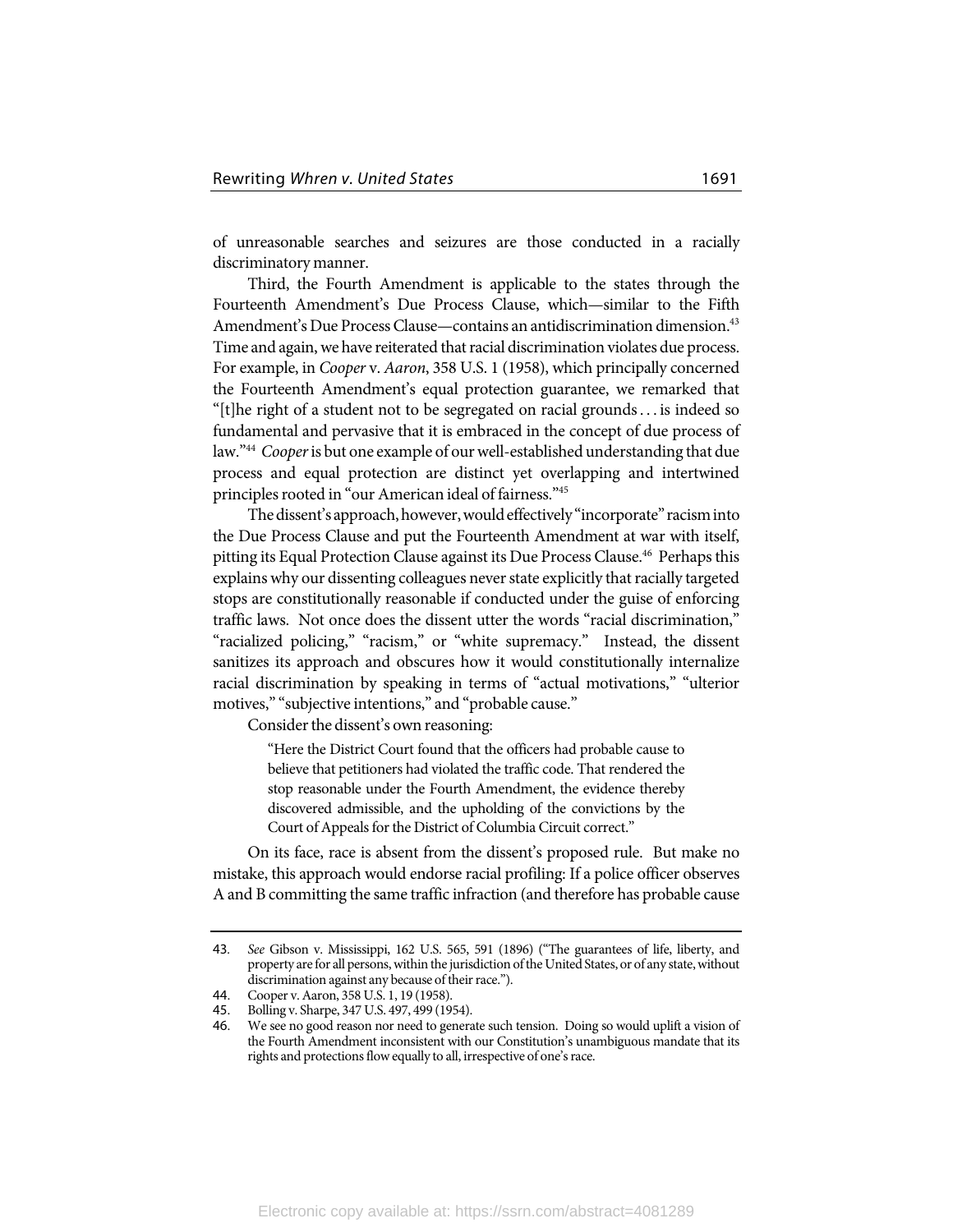of unreasonable searches and seizures are those conducted in a racially discriminatory manner.

Third, the Fourth Amendment is applicable to the states through the Fourteenth Amendment's Due Process Clause, which—similar to the Fifth Amendment's Due Process Clause—contains an antidiscrimination dimension.[43] Time and again, we have reiterated that racial discrimination violates due process. For example, in *Cooper* v. *Aaron*, 358 U.S. 1 (1958), which principally concerned the Fourteenth Amendment's equal protection guarantee, we remarked that "[t]he right of a student not to be segregated on racial grounds . . . is indeed so fundamental and pervasive that it is embraced in the concept of due process of law."[44] *Cooper* is but one example of our well-established understanding that due process and equal protection are distinct yet overlapping and intertwined principles rooted in "our American ideal of fairness."[45]

The dissent's approach, however, would effectively "incorporate" racism into the Due Process Clause and put the Fourteenth Amendment at war with itself, pitting its Equal Protection Clause against its Due Process Clause.[46] Perhaps this explains why our dissenting colleagues never state explicitly that racially targeted stops are constitutionally reasonable if conducted under the guise of enforcing traffic laws. Not once does the dissent utter the words "racial discrimination," "racialized policing," "racism," or "white supremacy." Instead, the dissent sanitizes its approach and obscures how it would constitutionally internalize racial discrimination by speaking in terms of "actual motivations," "ulterior motives," "subjective intentions," and "probable cause."

Consider the dissent's own reasoning:

> "Here the District Court found that the officers had probable cause to believe that petitioners had violated the traffic code. That rendered the stop reasonable under the Fourth Amendment, the evidence thereby discovered admissible, and the upholding of the convictions by the Court of Appeals for the District of Columbia Circuit correct."

On its face, race is absent from the dissent's proposed rule. But make no mistake, this approach would endorse racial profiling: If a police officer observes A and B committing the same traffic infraction (and therefore has probable cause

---

43. *See* Gibson v. Mississippi, 162 U.S. 565, 591 (1896) ("The guarantees of life, liberty, and property are for all persons, within the jurisdiction of the United States, or of any state, without discrimination against any because of their race.").

44. Cooper v. Aaron, 358 U.S. 1, 19 (1958).

45. Bolling v. Sharpe, 347 U.S. 497, 499 (1954).

46. We see no good reason nor need to generate such tension. Doing so would uplift a vision of the Fourth Amendment inconsistent with our Constitution's unambiguous mandate that its rights and protections flow equally to all, irrespective of one's race.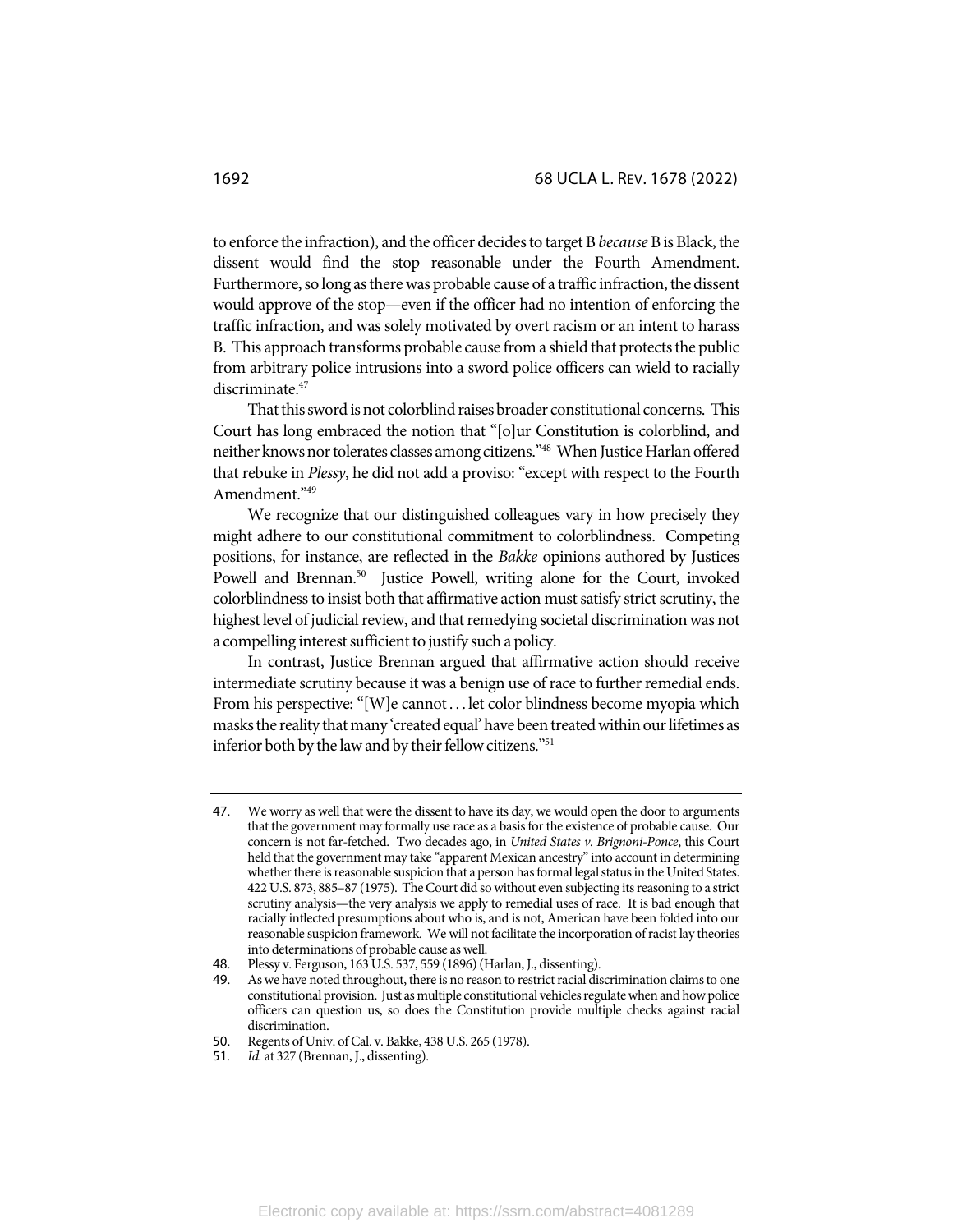to enforce the infraction), and the officer decides to target B *because* B is Black, the dissent would find the stop reasonable under the Fourth Amendment. Furthermore, so long as there was probable cause of a traffic infraction, the dissent would approve of the stop—even if the officer had no intention of enforcing the traffic infraction, and was solely motivated by overt racism or an intent to harass B. This approach transforms probable cause from a shield that protects the public from arbitrary police intrusions into a sword police officers can wield to racially discriminate.[47]

That this sword is not colorblind raises broader constitutional concerns. This Court has long embraced the notion that "[o]ur Constitution is colorblind, and neither knows nor tolerates classes among citizens."[48] When Justice Harlan offered that rebuke in *Plessy*, he did not add a proviso: "except with respect to the Fourth Amendment."[49]

We recognize that our distinguished colleagues vary in how precisely they might adhere to our constitutional commitment to colorblindness. Competing positions, for instance, are reflected in the *Bakke* opinions authored by Justices Powell and Brennan.[50] Justice Powell, writing alone for the Court, invoked colorblindness to insist both that affirmative action must satisfy strict scrutiny, the highest level of judicial review, and that remedying societal discrimination was not a compelling interest sufficient to justify such a policy.

In contrast, Justice Brennan argued that affirmative action should receive intermediate scrutiny because it was a benign use of race to further remedial ends. From his perspective: "[W]e cannot . . . let color blindness become myopia which masks the reality that many 'created equal' have been treated within our lifetimes as inferior both by the law and by their fellow citizens."[51]

---

47. We worry as well that were the dissent to have its day, we would open the door to arguments that the government may formally use race as a basis for the existence of probable cause. Our concern is not far-fetched. Two decades ago, in *United States v. Brignoni-Ponce*, this Court held that the government may take "apparent Mexican ancestry" into account in determining whether there is reasonable suspicion that a person has formal legal status in the United States. 422 U.S. 873, 885–87 (1975). The Court did so without even subjecting its reasoning to a strict scrutiny analysis—the very analysis we apply to remedial uses of race. It is bad enough that racially inflected presumptions about who is, and is not, American have been folded into our reasonable suspicion framework. We will not facilitate the incorporation of racist lay theories into determinations of probable cause as well.

48. Plessy v. Ferguson, 163 U.S. 537, 559 (1896) (Harlan, J., dissenting).

49. As we have noted throughout, there is no reason to restrict racial discrimination claims to one constitutional provision. Just as multiple constitutional vehicles regulate when and how police officers can question us, so does the Constitution provide multiple checks against racial discrimination.

50. Regents of Univ. of Cal. v. Bakke, 438 U.S. 265 (1978).

51. *Id.* at 327 (Brennan, J., dissenting).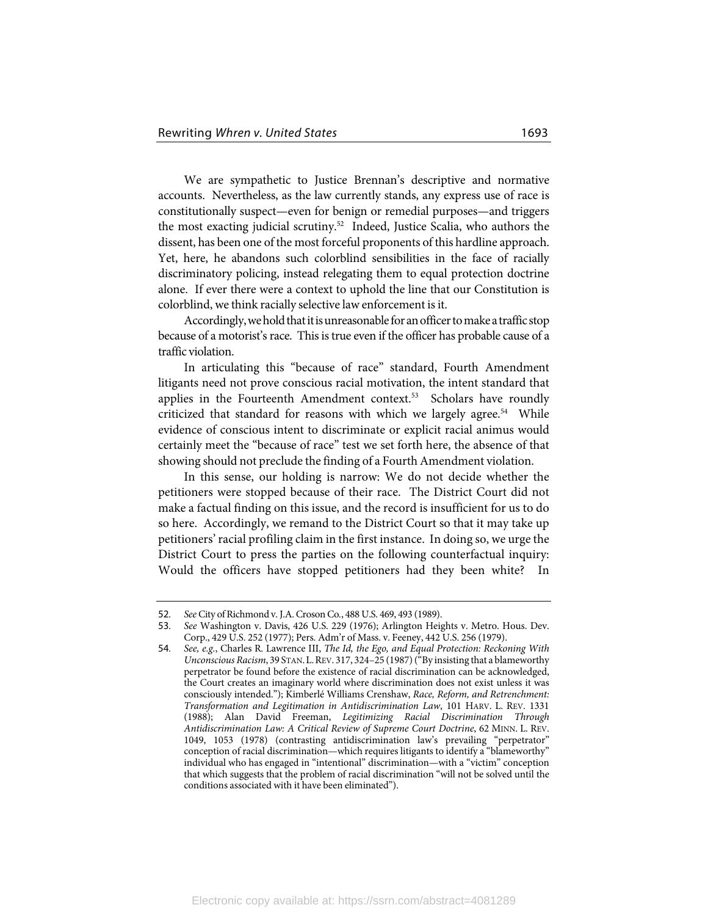We are sympathetic to Justice Brennan's descriptive and normative accounts. Nevertheless, as the law currently stands, any express use of race is constitutionally suspect—even for benign or remedial purposes—and triggers the most exacting judicial scrutiny.[52] Indeed, Justice Scalia, who authors the dissent, has been one of the most forceful proponents of this hardline approach. Yet, here, he abandons such colorblind sensibilities in the face of racially discriminatory policing, instead relegating them to equal protection doctrine alone. If ever there were a context to uphold the line that our Constitution is colorblind, we think racially selective law enforcement is it.

Accordingly, we hold that it is unreasonable for an officer to make a traffic stop because of a motorist's race. This is true even if the officer has probable cause of a traffic violation.

In articulating this "because of race" standard, Fourth Amendment litigants need not prove conscious racial motivation, the intent standard that applies in the Fourteenth Amendment context.[53] Scholars have roundly criticized that standard for reasons with which we largely agree.[54] While evidence of conscious intent to discriminate or explicit racial animus would certainly meet the "because of race" test we set forth here, the absence of that showing should not preclude the finding of a Fourth Amendment violation.

In this sense, our holding is narrow: We do not decide whether the petitioners were stopped because of their race. The District Court did not make a factual finding on this issue, and the record is insufficient for us to do so here. Accordingly, we remand to the District Court so that it may take up petitioners' racial profiling claim in the first instance. In doing so, we urge the District Court to press the parties on the following counterfactual inquiry: Would the officers have stopped petitioners had they been white? In

---

52. *See* City of Richmond v. J.A. Croson Co., 488 U.S. 469, 493 (1989).

53. *See* Washington v. Davis, 426 U.S. 229 (1976); Arlington Heights v. Metro. Hous. Dev. Corp., 429 U.S. 252 (1977); Pers. Adm'r of Mass. v. Feeney, 442 U.S. 256 (1979).

54. *See, e.g.*, Charles R. Lawrence III, *The Id, the Ego, and Equal Protection: Reckoning With Unconscious Racism*, 39 STAN. L. REV. 317, 324–25 (1987) ("By insisting that a blameworthy perpetrator be found before the existence of racial discrimination can be acknowledged, the Court creates an imaginary world where discrimination does not exist unless it was consciously intended."); Kimberlé Williams Crenshaw, *Race, Reform, and Retrenchment: Transformation and Legitimation in Antidiscrimination Law*, 101 HARV. L. REV. 1331 (1988); Alan David Freeman, *Legitimizing Racial Discrimination Through Antidiscrimination Law: A Critical Review of Supreme Court Doctrine*, 62 MINN. L. REV. 1049, 1053 (1978) (contrasting antidiscrimination law's prevailing "perpetrator" conception of racial discrimination—which requires litigants to identify a "blameworthy" individual who has engaged in "intentional" discrimination—with a "victim" conception that which suggests that the problem of racial discrimination "will not be solved until the conditions associated with it have been eliminated").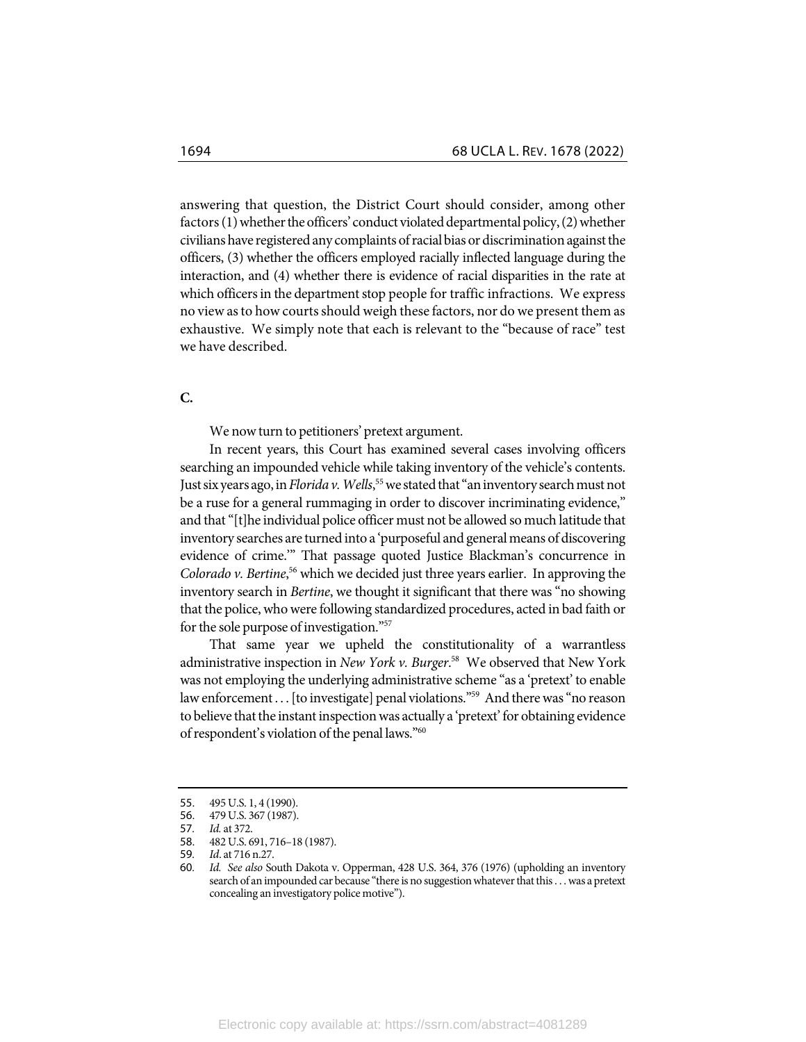answering that question, the District Court should consider, among other factors (1) whether the officers' conduct violated departmental policy, (2) whether civilians have registered any complaints of racial bias or discrimination against the officers, (3) whether the officers employed racially inflected language during the interaction, and (4) whether there is evidence of racial disparities in the rate at which officers in the department stop people for traffic infractions. We express no view as to how courts should weigh these factors, nor do we present them as exhaustive. We simply note that each is relevant to the "because of race" test we have described.

**C.**

We now turn to petitioners' pretext argument.

In recent years, this Court has examined several cases involving officers searching an impounded vehicle while taking inventory of the vehicle's contents. Just six years ago, in *Florida v. Wells*,[55] we stated that "an inventory search must not be a ruse for a general rummaging in order to discover incriminating evidence," and that "[t]he individual police officer must not be allowed so much latitude that inventory searches are turned into a 'purposeful and general means of discovering evidence of crime.'" That passage quoted Justice Blackman's concurrence in *Colorado v. Bertine*,[56] which we decided just three years earlier. In approving the inventory search in *Bertine*, we thought it significant that there was "no showing that the police, who were following standardized procedures, acted in bad faith or for the sole purpose of investigation."[57]

That same year we upheld the constitutionality of a warrantless administrative inspection in *New York v. Burger*.[58] We observed that New York was not employing the underlying administrative scheme "as a 'pretext' to enable law enforcement . . . [to investigate] penal violations."[59] And there was "no reason to believe that the instant inspection was actually a 'pretext' for obtaining evidence of respondent's violation of the penal laws."[60]

---

55. 495 U.S. 1, 4 (1990).
56. 479 U.S. 367 (1987).
57. *Id.* at 372.
58. 482 U.S. 691, 716–18 (1987).
59. *Id.* at 716 n.27.
60. *Id. See also* South Dakota v. Opperman, 428 U.S. 364, 376 (1976) (upholding an inventory search of an impounded car because "there is no suggestion whatever that this . . . was a pretext concealing an investigatory police motive").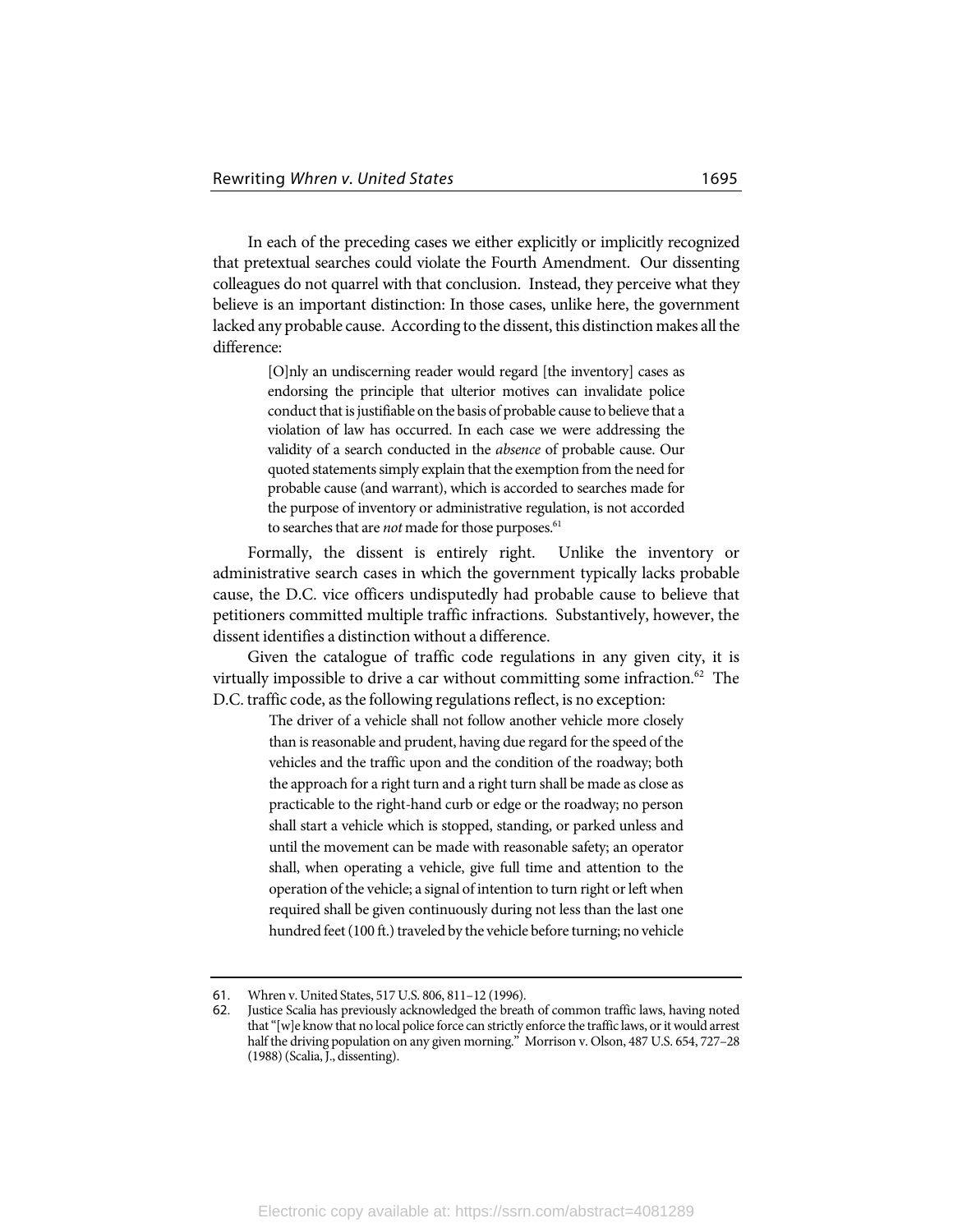In each of the preceding cases we either explicitly or implicitly recognized that pretextual searches could violate the Fourth Amendment. Our dissenting colleagues do not quarrel with that conclusion. Instead, they perceive what they believe is an important distinction: In those cases, unlike here, the government lacked any probable cause. According to the dissent, this distinction makes all the difference:

> [O]nly an undiscerning reader would regard [the inventory] cases as endorsing the principle that ulterior motives can invalidate police conduct that is justifiable on the basis of probable cause to believe that a violation of law has occurred. In each case we were addressing the validity of a search conducted in the *absence* of probable cause. Our quoted statements simply explain that the exemption from the need for probable cause (and warrant), which is accorded to searches made for the purpose of inventory or administrative regulation, is not accorded to searches that are *not* made for those purposes.[61]

Formally, the dissent is entirely right. Unlike the inventory or administrative search cases in which the government typically lacks probable cause, the D.C. vice officers undisputedly had probable cause to believe that petitioners committed multiple traffic infractions. Substantively, however, the dissent identifies a distinction without a difference.

Given the catalogue of traffic code regulations in any given city, it is virtually impossible to drive a car without committing some infraction.[62] The D.C. traffic code, as the following regulations reflect, is no exception:

> The driver of a vehicle shall not follow another vehicle more closely than is reasonable and prudent, having due regard for the speed of the vehicles and the traffic upon and the condition of the roadway; both the approach for a right turn and a right turn shall be made as close as practicable to the right-hand curb or edge or the roadway; no person shall start a vehicle which is stopped, standing, or parked unless and until the movement can be made with reasonable safety; an operator shall, when operating a vehicle, give full time and attention to the operation of the vehicle; a signal of intention to turn right or left when required shall be given continuously during not less than the last one hundred feet (100 ft.) traveled by the vehicle before turning; no vehicle

61. Whren v. United States, 517 U.S. 806, 811–12 (1996).

62. Justice Scalia has previously acknowledged the breath of common traffic laws, having noted that "[w]e know that no local police force can strictly enforce the traffic laws, or it would arrest half the driving population on any given morning." Morrison v. Olson, 487 U.S. 654, 727–28 (1988) (Scalia, J., dissenting).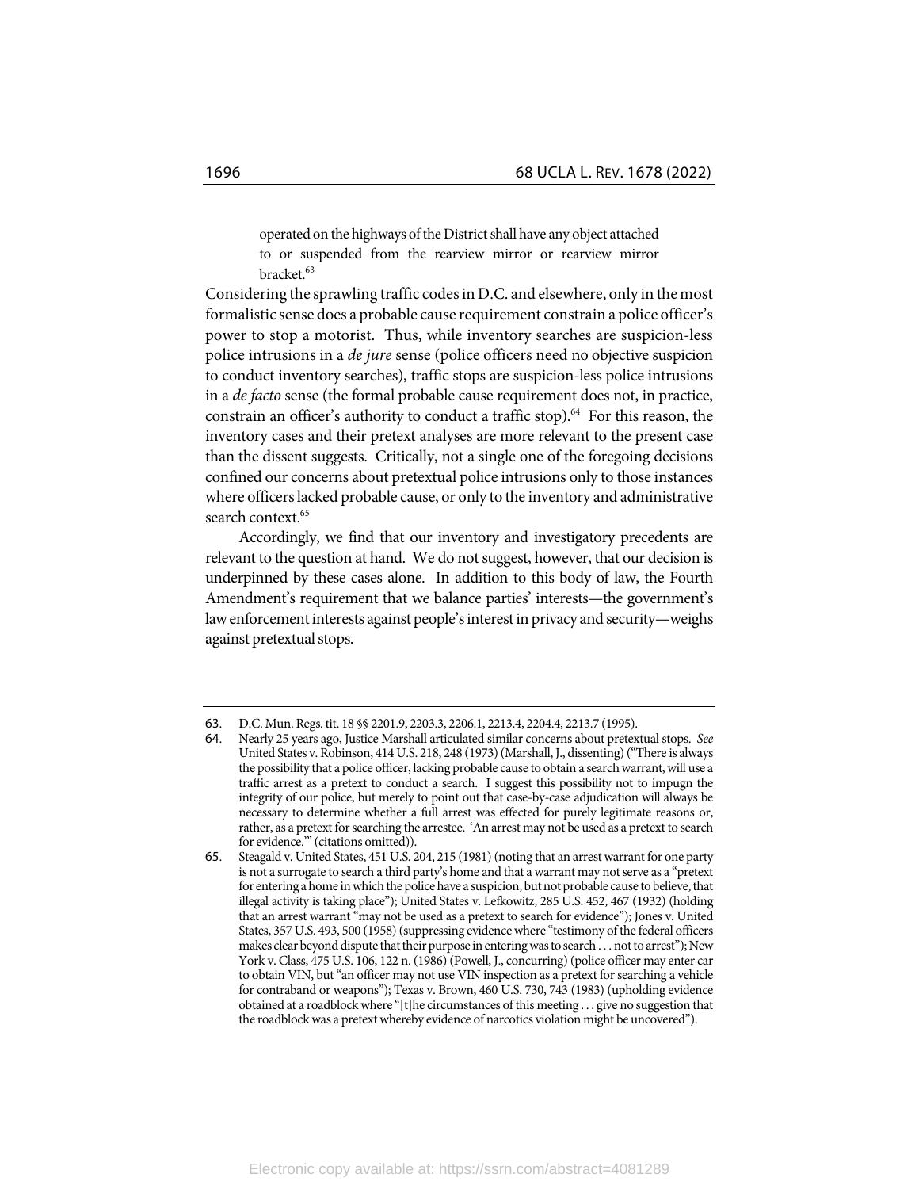> operated on the highways of the District shall have any object attached to or suspended from the rearview mirror or rearview mirror bracket.[63]

Considering the sprawling traffic codes in D.C. and elsewhere, only in the most formalistic sense does a probable cause requirement constrain a police officer's power to stop a motorist. Thus, while inventory searches are suspicion-less police intrusions in a *de jure* sense (police officers need no objective suspicion to conduct inventory searches), traffic stops are suspicion-less police intrusions in a *de facto* sense (the formal probable cause requirement does not, in practice, constrain an officer's authority to conduct a traffic stop).[64] For this reason, the inventory cases and their pretext analyses are more relevant to the present case than the dissent suggests. Critically, not a single one of the foregoing decisions confined our concerns about pretextual police intrusions only to those instances where officers lacked probable cause, or only to the inventory and administrative search context.[65]

Accordingly, we find that our inventory and investigatory precedents are relevant to the question at hand. We do not suggest, however, that our decision is underpinned by these cases alone. In addition to this body of law, the Fourth Amendment's requirement that we balance parties' interests—the government's law enforcement interests against people's interest in privacy and security—weighs against pretextual stops.

---

63. D.C. Mun. Regs. tit. 18 §§ 2201.9, 2203.3, 2206.1, 2213.4, 2204.4, 2213.7 (1995).

64. Nearly 25 years ago, Justice Marshall articulated similar concerns about pretextual stops. *See* United States v. Robinson, 414 U.S. 218, 248 (1973) (Marshall, J., dissenting) ("There is always the possibility that a police officer, lacking probable cause to obtain a search warrant, will use a traffic arrest as a pretext to conduct a search. I suggest this possibility not to impugn the integrity of our police, but merely to point out that case-by-case adjudication will always be necessary to determine whether a full arrest was effected for purely legitimate reasons or, rather, as a pretext for searching the arrestee. 'An arrest may not be used as a pretext to search for evidence.'" (citations omitted)).

65. Steagald v. United States, 451 U.S. 204, 215 (1981) (noting that an arrest warrant for one party is not a surrogate to search a third party's home and that a warrant may not serve as a "pretext for entering a home in which the police have a suspicion, but not probable cause to believe, that illegal activity is taking place"); United States v. Lefkowitz, 285 U.S. 452, 467 (1932) (holding that an arrest warrant "may not be used as a pretext to search for evidence"); Jones v. United States, 357 U.S. 493, 500 (1958) (suppressing evidence where "testimony of the federal officers makes clear beyond dispute that their purpose in entering was to search . . . not to arrest"); New York v. Class, 475 U.S. 106, 122 n. (1986) (Powell, J., concurring) (police officer may enter car to obtain VIN, but "an officer may not use VIN inspection as a pretext for searching a vehicle for contraband or weapons"); Texas v. Brown, 460 U.S. 730, 743 (1983) (upholding evidence obtained at a roadblock where "[t]he circumstances of this meeting . . . give no suggestion that the roadblock was a pretext whereby evidence of narcotics violation might be uncovered").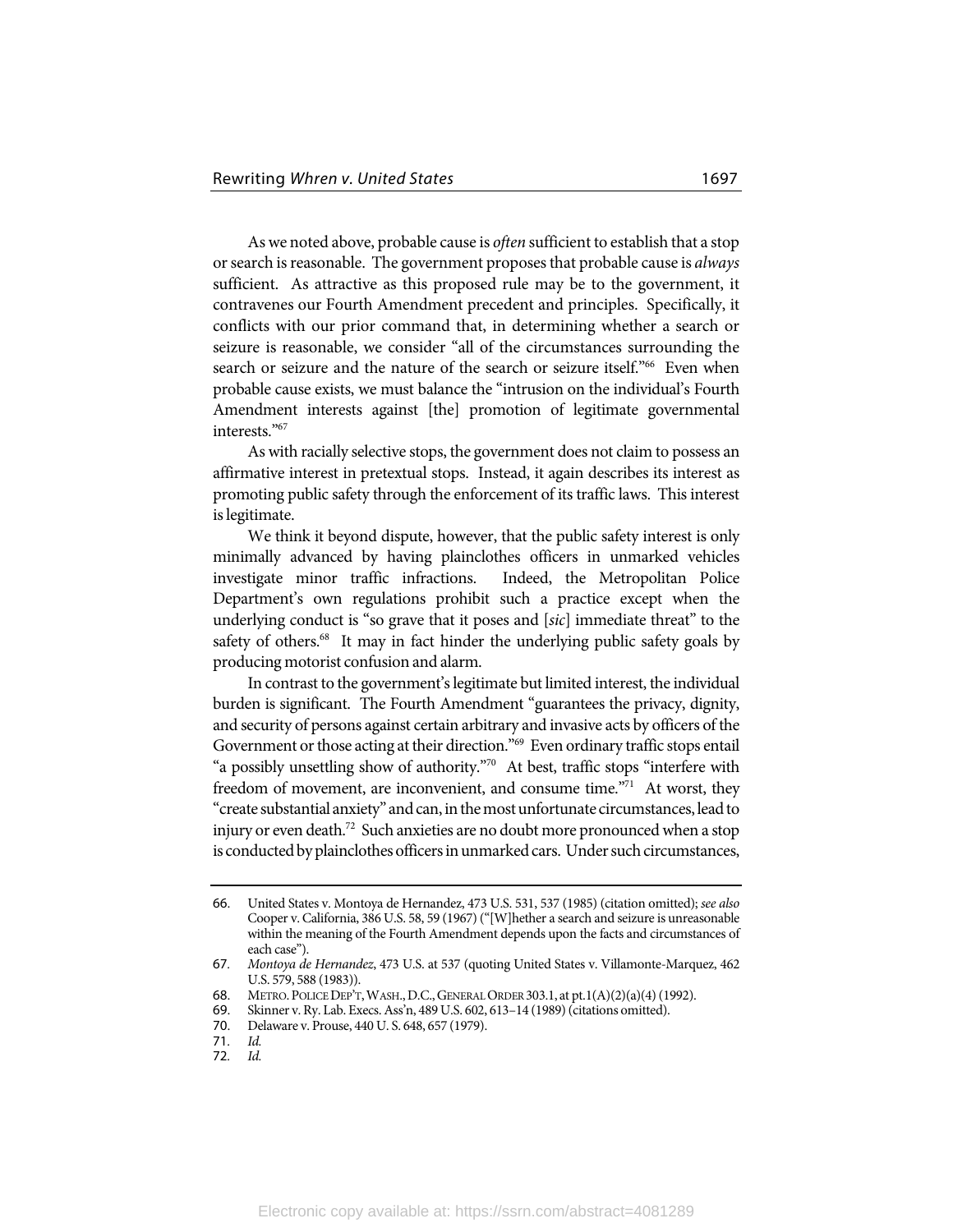As we noted above, probable cause is *often* sufficient to establish that a stop or search is reasonable. The government proposes that probable cause is *always* sufficient. As attractive as this proposed rule may be to the government, it contravenes our Fourth Amendment precedent and principles. Specifically, it conflicts with our prior command that, in determining whether a search or seizure is reasonable, we consider "all of the circumstances surrounding the search or seizure and the nature of the search or seizure itself."[66] Even when probable cause exists, we must balance the "intrusion on the individual's Fourth Amendment interests against [the] promotion of legitimate governmental interests."[67]

As with racially selective stops, the government does not claim to possess an affirmative interest in pretextual stops. Instead, it again describes its interest as promoting public safety through the enforcement of its traffic laws. This interest is legitimate.

We think it beyond dispute, however, that the public safety interest is only minimally advanced by having plainclothes officers in unmarked vehicles investigate minor traffic infractions. Indeed, the Metropolitan Police Department's own regulations prohibit such a practice except when the underlying conduct is "so grave that it poses and [*sic*] immediate threat" to the safety of others.[68] It may in fact hinder the underlying public safety goals by producing motorist confusion and alarm.

In contrast to the government's legitimate but limited interest, the individual burden is significant. The Fourth Amendment "guarantees the privacy, dignity, and security of persons against certain arbitrary and invasive acts by officers of the Government or those acting at their direction."[69] Even ordinary traffic stops entail "a possibly unsettling show of authority."[70] At best, traffic stops "interfere with freedom of movement, are inconvenient, and consume time."[71] At worst, they "create substantial anxiety" and can, in the most unfortunate circumstances, lead to injury or even death.[72] Such anxieties are no doubt more pronounced when a stop is conducted by plainclothes officers in unmarked cars. Under such circumstances,

---

66. United States v. Montoya de Hernandez, 473 U.S. 531, 537 (1985) (citation omitted); *see also* Cooper v. California, 386 U.S. 58, 59 (1967) ("[W]hether a search and seizure is unreasonable within the meaning of the Fourth Amendment depends upon the facts and circumstances of each case").
67. *Montoya de Hernandez*, 473 U.S. at 537 (quoting United States v. Villamonte-Marquez, 462 U.S. 579, 588 (1983)).
68. METRO. POLICE DEP'T, WASH., D.C., GENERAL ORDER 303.1, at pt.1(A)(2)(a)(4) (1992).
69. Skinner v. Ry. Lab. Execs. Ass'n, 489 U.S. 602, 613–14 (1989) (citations omitted).
70. Delaware v. Prouse, 440 U. S. 648, 657 (1979).
71. *Id.*
72. *Id.*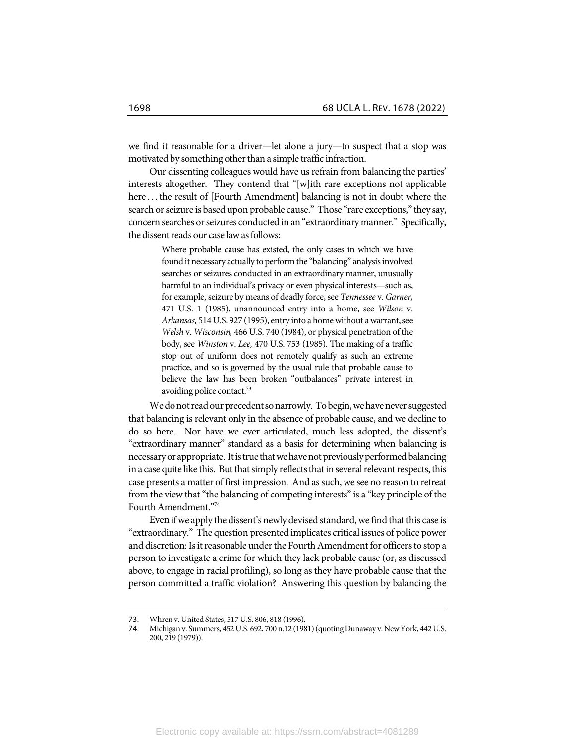we find it reasonable for a driver—let alone a jury—to suspect that a stop was motivated by something other than a simple traffic infraction.

Our dissenting colleagues would have us refrain from balancing the parties' interests altogether. They contend that "[w]ith rare exceptions not applicable here . . . the result of [Fourth Amendment] balancing is not in doubt where the search or seizure is based upon probable cause." Those "rare exceptions," they say, concern searches or seizures conducted in an "extraordinary manner." Specifically, the dissent reads our case law as follows:

> Where probable cause has existed, the only cases in which we have found it necessary actually to perform the "balancing" analysis involved searches or seizures conducted in an extraordinary manner, unusually harmful to an individual's privacy or even physical interests—such as, for example, seizure by means of deadly force, see *Tennessee* v. *Garner,* 471 U.S. 1 (1985), unannounced entry into a home, see *Wilson* v. *Arkansas,* 514 U.S. 927 (1995), entry into a home without a warrant, see *Welsh* v. *Wisconsin,* 466 U.S. 740 (1984), or physical penetration of the body, see *Winston* v. *Lee,* 470 U.S. 753 (1985). The making of a traffic stop out of uniform does not remotely qualify as such an extreme practice, and so is governed by the usual rule that probable cause to believe the law has been broken "outbalances" private interest in avoiding police contact.[73]

We do not read our precedent so narrowly. To begin, we have never suggested that balancing is relevant only in the absence of probable cause, and we decline to do so here. Nor have we ever articulated, much less adopted, the dissent's "extraordinary manner" standard as a basis for determining when balancing is necessary or appropriate. It is true that we have not previously performed balancing in a case quite like this. But that simply reflects that in several relevant respects, this case presents a matter of first impression. And as such, we see no reason to retreat from the view that "the balancing of competing interests" is a "key principle of the Fourth Amendment."[74]

Even if we apply the dissent's newly devised standard, we find that this case is "extraordinary." The question presented implicates critical issues of police power and discretion: Is it reasonable under the Fourth Amendment for officers to stop a person to investigate a crime for which they lack probable cause (or, as discussed above, to engage in racial profiling), so long as they have probable cause that the person committed a traffic violation? Answering this question by balancing the

73. Whren v. United States, 517 U.S. 806, 818 (1996).

74. Michigan v. Summers, 452 U.S. 692, 700 n.12 (1981) (quoting Dunaway v. New York, 442 U.S. 200, 219 (1979)).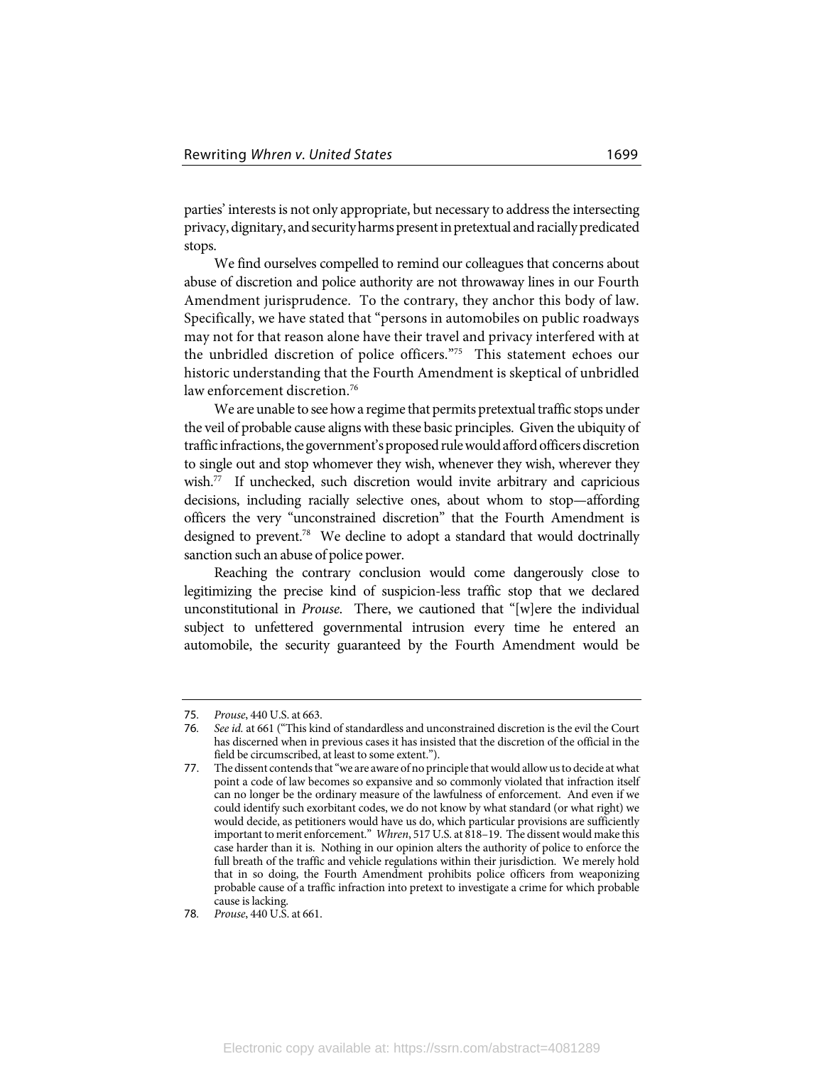parties' interests is not only appropriate, but necessary to address the intersecting privacy, dignitary, and security harms present in pretextual and racially predicated stops.

We find ourselves compelled to remind our colleagues that concerns about abuse of discretion and police authority are not throwaway lines in our Fourth Amendment jurisprudence. To the contrary, they anchor this body of law. Specifically, we have stated that "persons in automobiles on public roadways may not for that reason alone have their travel and privacy interfered with at the unbridled discretion of police officers."[75] This statement echoes our historic understanding that the Fourth Amendment is skeptical of unbridled law enforcement discretion.[76]

We are unable to see how a regime that permits pretextual traffic stops under the veil of probable cause aligns with these basic principles. Given the ubiquity of traffic infractions, the government's proposed rule would afford officers discretion to single out and stop whomever they wish, whenever they wish, wherever they wish.[77] If unchecked, such discretion would invite arbitrary and capricious decisions, including racially selective ones, about whom to stop—affording officers the very "unconstrained discretion" that the Fourth Amendment is designed to prevent.[78] We decline to adopt a standard that would doctrinally sanction such an abuse of police power.

Reaching the contrary conclusion would come dangerously close to legitimizing the precise kind of suspicion-less traffic stop that we declared unconstitutional in *Prouse*. There, we cautioned that "[w]ere the individual subject to unfettered governmental intrusion every time he entered an automobile, the security guaranteed by the Fourth Amendment would be

---

75. *Prouse*, 440 U.S. at 663.
76. *See id.* at 661 ("This kind of standardless and unconstrained discretion is the evil the Court has discerned when in previous cases it has insisted that the discretion of the official in the field be circumscribed, at least to some extent.").
77. The dissent contends that "we are aware of no principle that would allow us to decide at what point a code of law becomes so expansive and so commonly violated that infraction itself can no longer be the ordinary measure of the lawfulness of enforcement. And even if we could identify such exorbitant codes, we do not know by what standard (or what right) we would decide, as petitioners would have us do, which particular provisions are sufficiently important to merit enforcement." *Whren*, 517 U.S. at 818–19. The dissent would make this case harder than it is. Nothing in our opinion alters the authority of police to enforce the full breath of the traffic and vehicle regulations within their jurisdiction. We merely hold that in so doing, the Fourth Amendment prohibits police officers from weaponizing probable cause of a traffic infraction into pretext to investigate a crime for which probable cause is lacking.
78. *Prouse*, 440 U.S. at 661.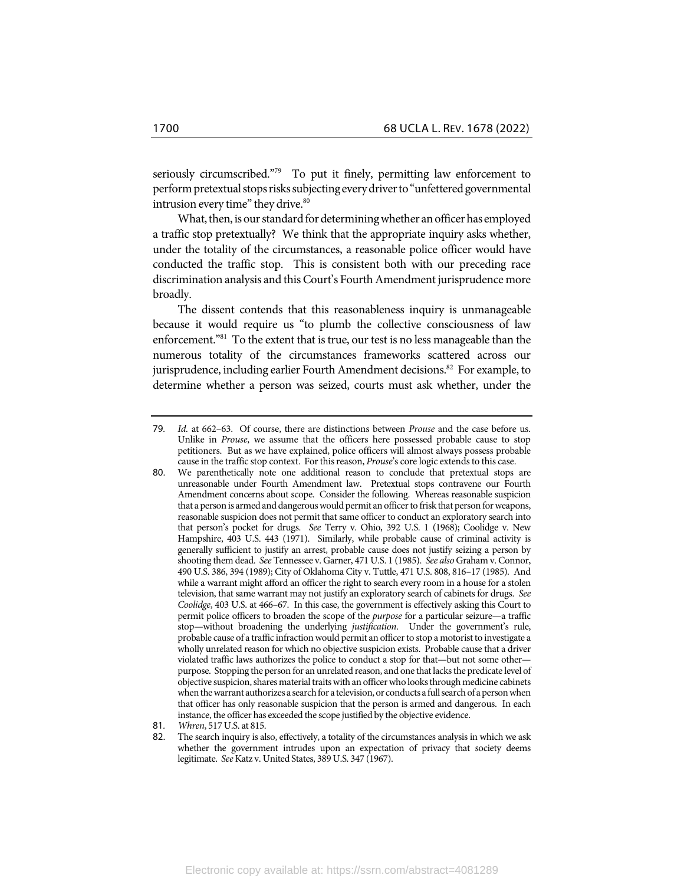seriously circumscribed."[79] To put it finely, permitting law enforcement to perform pretextual stops risks subjecting every driver to "unfettered governmental intrusion every time" they drive.[80]

What, then, is our standard for determining whether an officer has employed a traffic stop pretextually? We think that the appropriate inquiry asks whether, under the totality of the circumstances, a reasonable police officer would have conducted the traffic stop. This is consistent both with our preceding race discrimination analysis and this Court's Fourth Amendment jurisprudence more broadly.

The dissent contends that this reasonableness inquiry is unmanageable because it would require us "to plumb the collective consciousness of law enforcement."[81] To the extent that is true, our test is no less manageable than the numerous totality of the circumstances frameworks scattered across our jurisprudence, including earlier Fourth Amendment decisions.[82] For example, to determine whether a person was seized, courts must ask whether, under the

---

79. *Id.* at 662–63. Of course, there are distinctions between *Prouse* and the case before us. Unlike in *Prouse*, we assume that the officers here possessed probable cause to stop petitioners. But as we have explained, police officers will almost always possess probable cause in the traffic stop context. For this reason, *Prouse*'s core logic extends to this case.

80. We parenthetically note one additional reason to conclude that pretextual stops are unreasonable under Fourth Amendment law. Pretextual stops contravene our Fourth Amendment concerns about scope. Consider the following. Whereas reasonable suspicion that a person is armed and dangerous would permit an officer to frisk that person for weapons, reasonable suspicion does not permit that same officer to conduct an exploratory search into that person's pocket for drugs. *See* Terry v. Ohio, 392 U.S. 1 (1968); Coolidge v. New Hampshire, 403 U.S. 443 (1971). Similarly, while probable cause of criminal activity is generally sufficient to justify an arrest, probable cause does not justify seizing a person by shooting them dead. *See* Tennessee v. Garner, 471 U.S. 1 (1985). *See also* Graham v. Connor, 490 U.S. 386, 394 (1989); City of Oklahoma City v. Tuttle, 471 U.S. 808, 816–17 (1985). And while a warrant might afford an officer the right to search every room in a house for a stolen television, that same warrant may not justify an exploratory search of cabinets for drugs. *See Coolidge*, 403 U.S. at 466–67. In this case, the government is effectively asking this Court to permit police officers to broaden the scope of the *purpose* for a particular seizure—a traffic stop—without broadening the underlying *justification*. Under the government's rule, probable cause of a traffic infraction would permit an officer to stop a motorist to investigate a wholly unrelated reason for which no objective suspicion exists. Probable cause that a driver violated traffic laws authorizes the police to conduct a stop for that—but not some other—purpose. Stopping the person for an unrelated reason, and one that lacks the predicate level of objective suspicion, shares material traits with an officer who looks through medicine cabinets when the warrant authorizes a search for a television, or conducts a full search of a person when that officer has only reasonable suspicion that the person is armed and dangerous. In each instance, the officer has exceeded the scope justified by the objective evidence.

81. *Whren*, 517 U.S. at 815.

82. The search inquiry is also, effectively, a totality of the circumstances analysis in which we ask whether the government intrudes upon an expectation of privacy that society deems legitimate. *See* Katz v. United States, 389 U.S. 347 (1967).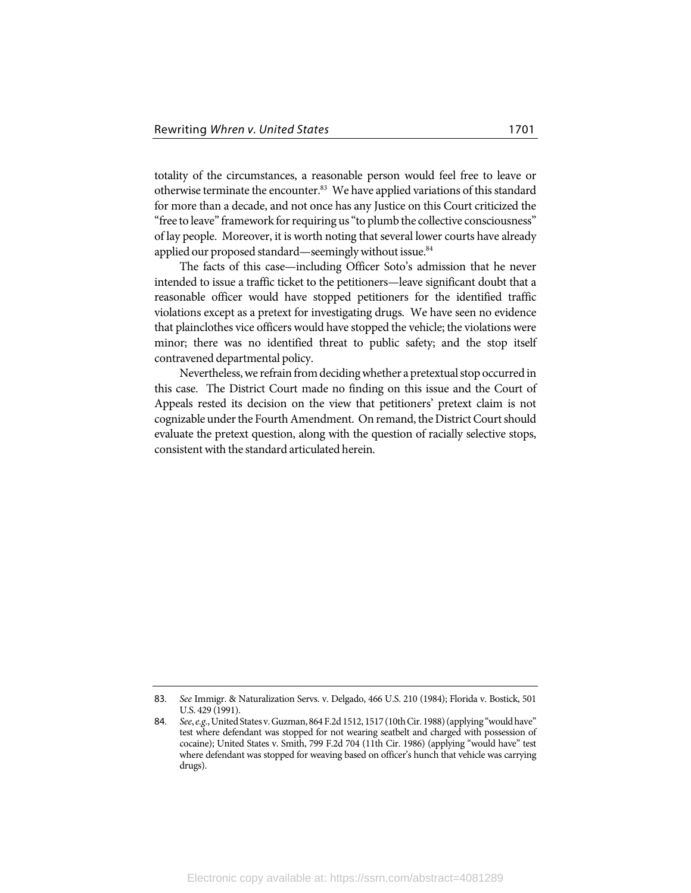totality of the circumstances, a reasonable person would feel free to leave or otherwise terminate the encounter.[83] We have applied variations of this standard for more than a decade, and not once has any Justice on this Court criticized the "free to leave" framework for requiring us "to plumb the collective consciousness" of lay people. Moreover, it is worth noting that several lower courts have already applied our proposed standard—seemingly without issue.[84]

The facts of this case—including Officer Soto's admission that he never intended to issue a traffic ticket to the petitioners—leave significant doubt that a reasonable officer would have stopped petitioners for the identified traffic violations except as a pretext for investigating drugs. We have seen no evidence that plainclothes vice officers would have stopped the vehicle; the violations were minor; there was no identified threat to public safety; and the stop itself contravened departmental policy.

Nevertheless, we refrain from deciding whether a pretextual stop occurred in this case. The District Court made no finding on this issue and the Court of Appeals rested its decision on the view that petitioners' pretext claim is not cognizable under the Fourth Amendment. On remand, the District Court should evaluate the pretext question, along with the question of racially selective stops, consistent with the standard articulated herein.

---

83. *See* Immigr. & Naturalization Servs. v. Delgado, 466 U.S. 210 (1984); Florida v. Bostick, 501 U.S. 429 (1991).

84. *See*, *e.g.*, United States v. Guzman, 864 F.2d 1512, 1517 (10th Cir. 1988) (applying "would have" test where defendant was stopped for not wearing seatbelt and charged with possession of cocaine); United States v. Smith, 799 F.2d 704 (11th Cir. 1986) (applying "would have" test where defendant was stopped for weaving based on officer's hunch that vehicle was carrying drugs).